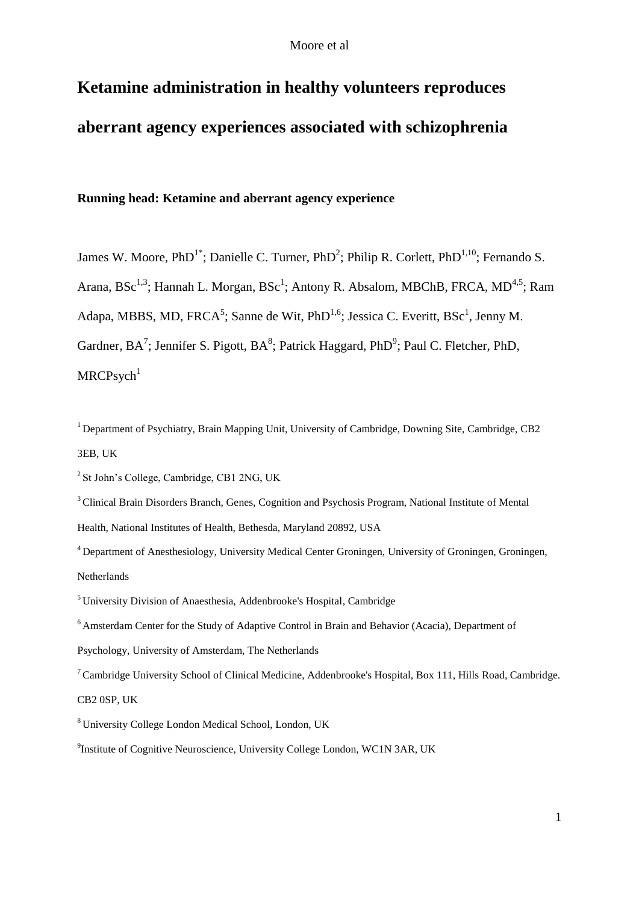# Ketamine administration in healthy volunteers reproduces aberrant agency experiences associated with schizophrenia

**Running head: Ketamine and aberrant agency experience**

James W. Moore, PhD[1*]; Danielle C. Turner, PhD[2]; Philip R. Corlett, PhD[1,10]; Fernando S. Arana, BSc[1,3]; Hannah L. Morgan, BSc[1]; Antony R. Absalom, MBChB, FRCA, MD[4,5]; Ram Adapa, MBBS, MD, FRCA[5]; Sanne de Wit, PhD[1,6]; Jessica C. Everitt, BSc[1], Jenny M. Gardner, BA[7]; Jennifer S. Pigott, BA[8]; Patrick Haggard, PhD[9]; Paul C. Fletcher, PhD, MRCPsych[1]

[1] Department of Psychiatry, Brain Mapping Unit, University of Cambridge, Downing Site, Cambridge, CB2 3EB, UK

[2] St John's College, Cambridge, CB1 2NG, UK

[3] Clinical Brain Disorders Branch, Genes, Cognition and Psychosis Program, National Institute of Mental Health, National Institutes of Health, Bethesda, Maryland 20892, USA

[4] Department of Anesthesiology, University Medical Center Groningen, University of Groningen, Groningen, Netherlands

[5] University Division of Anaesthesia, Addenbrooke's Hospital, Cambridge

[6] Amsterdam Center for the Study of Adaptive Control in Brain and Behavior (Acacia), Department of Psychology, University of Amsterdam, The Netherlands

[7] Cambridge University School of Clinical Medicine, Addenbrooke's Hospital, Box 111, Hills Road, Cambridge. CB2 0SP, UK

[8] University College London Medical School, London, UK

[9] Institute of Cognitive Neuroscience, University College London, WC1N 3AR, UK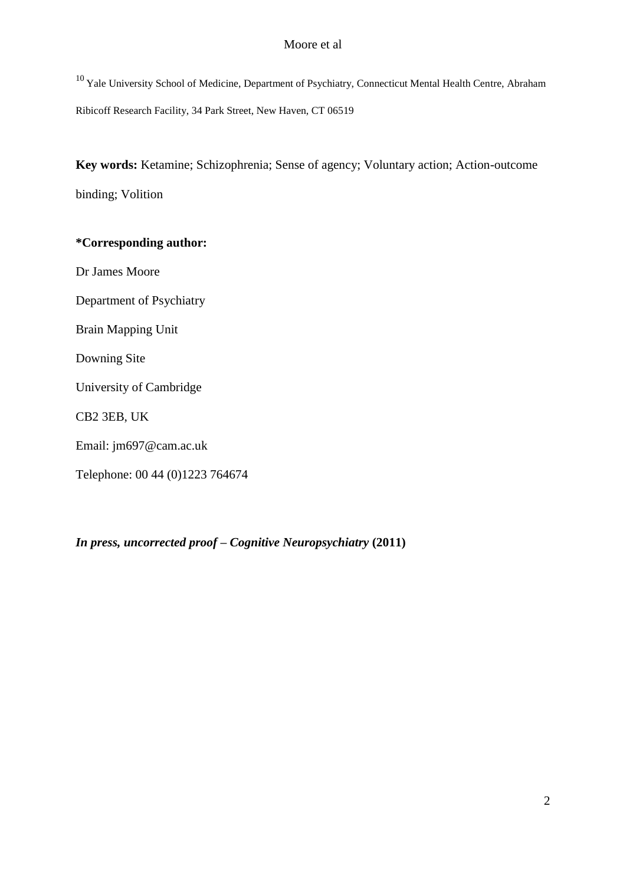[10] Yale University School of Medicine, Department of Psychiatry, Connecticut Mental Health Centre, Abraham Ribicoff Research Facility, 34 Park Street, New Haven, CT 06519

**Key words:** Ketamine; Schizophrenia; Sense of agency; Voluntary action; Action-outcome binding; Volition

**\*Corresponding author:**

Dr James Moore

Department of Psychiatry

Brain Mapping Unit

Downing Site

University of Cambridge

CB2 3EB, UK

Email: jm697@cam.ac.uk

Telephone: 00 44 (0)1223 764674

***In press, uncorrected proof – Cognitive Neuropsychiatry* (2011)**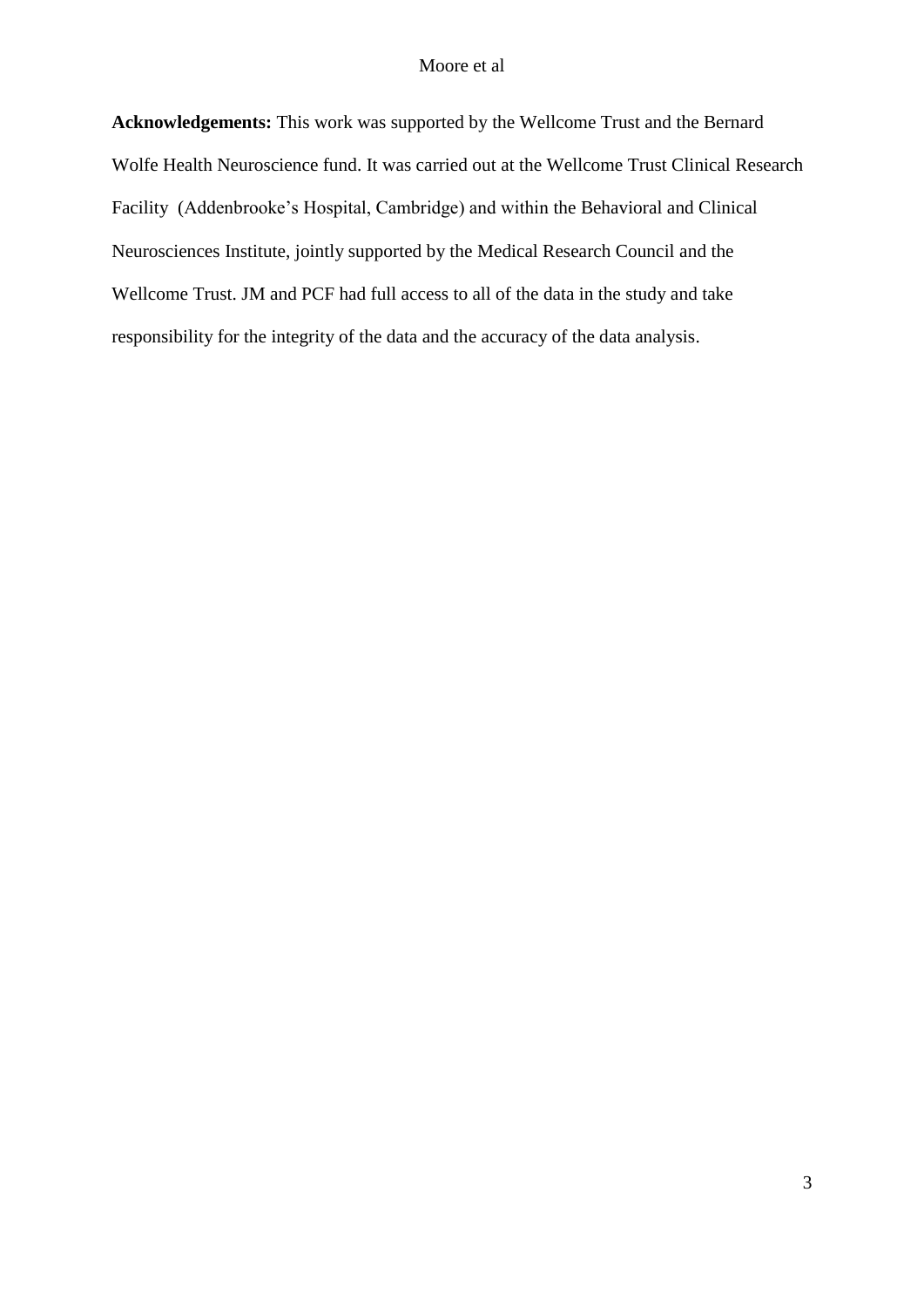**Acknowledgements:** This work was supported by the Wellcome Trust and the Bernard Wolfe Health Neuroscience fund. It was carried out at the Wellcome Trust Clinical Research Facility (Addenbrooke's Hospital, Cambridge) and within the Behavioral and Clinical Neurosciences Institute, jointly supported by the Medical Research Council and the Wellcome Trust. JM and PCF had full access to all of the data in the study and take responsibility for the integrity of the data and the accuracy of the data analysis.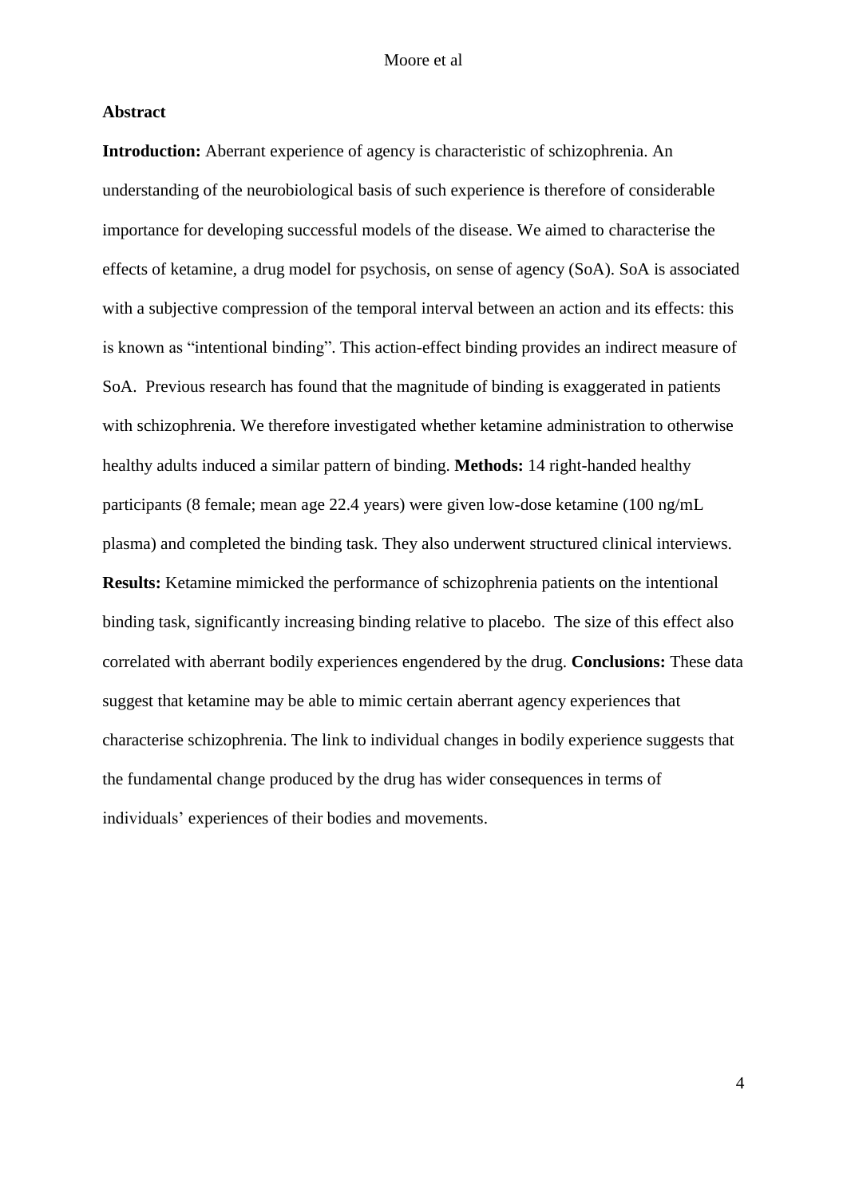## Abstract

**Introduction:** Aberrant experience of agency is characteristic of schizophrenia. An understanding of the neurobiological basis of such experience is therefore of considerable importance for developing successful models of the disease. We aimed to characterise the effects of ketamine, a drug model for psychosis, on sense of agency (SoA). SoA is associated with a subjective compression of the temporal interval between an action and its effects: this is known as "intentional binding". This action-effect binding provides an indirect measure of SoA. Previous research has found that the magnitude of binding is exaggerated in patients with schizophrenia. We therefore investigated whether ketamine administration to otherwise healthy adults induced a similar pattern of binding. **Methods:** 14 right-handed healthy participants (8 female; mean age 22.4 years) were given low-dose ketamine (100 ng/mL plasma) and completed the binding task. They also underwent structured clinical interviews. **Results:** Ketamine mimicked the performance of schizophrenia patients on the intentional binding task, significantly increasing binding relative to placebo. The size of this effect also correlated with aberrant bodily experiences engendered by the drug. **Conclusions:** These data suggest that ketamine may be able to mimic certain aberrant agency experiences that characterise schizophrenia. The link to individual changes in bodily experience suggests that the fundamental change produced by the drug has wider consequences in terms of individuals' experiences of their bodies and movements.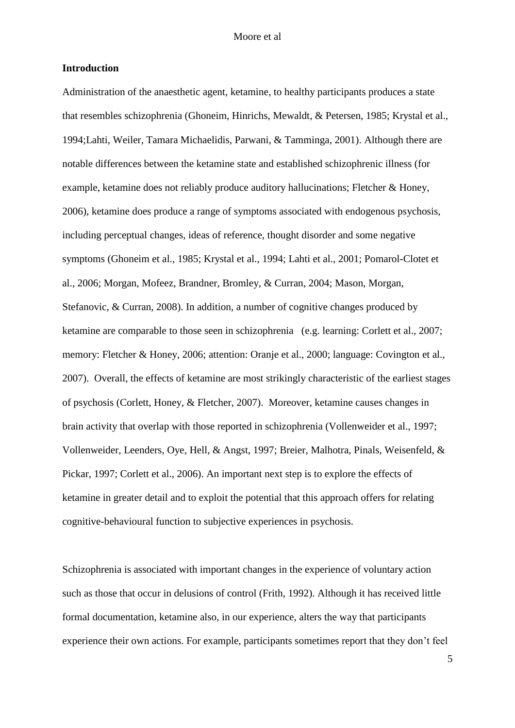## Introduction

Administration of the anaesthetic agent, ketamine, to healthy participants produces a state that resembles schizophrenia (Ghoneim, Hinrichs, Mewaldt, & Petersen, 1985; Krystal et al., 1994;Lahti, Weiler, Tamara Michaelidis, Parwani, & Tamminga, 2001). Although there are notable differences between the ketamine state and established schizophrenic illness (for example, ketamine does not reliably produce auditory hallucinations; Fletcher & Honey, 2006), ketamine does produce a range of symptoms associated with endogenous psychosis, including perceptual changes, ideas of reference, thought disorder and some negative symptoms (Ghoneim et al., 1985; Krystal et al., 1994; Lahti et al., 2001; Pomarol-Clotet et al., 2006; Morgan, Mofeez, Brandner, Bromley, & Curran, 2004; Mason, Morgan, Stefanovic, & Curran, 2008). In addition, a number of cognitive changes produced by ketamine are comparable to those seen in schizophrenia (e.g. learning: Corlett et al., 2007; memory: Fletcher & Honey, 2006; attention: Oranje et al., 2000; language: Covington et al., 2007). Overall, the effects of ketamine are most strikingly characteristic of the earliest stages of psychosis (Corlett, Honey, & Fletcher, 2007). Moreover, ketamine causes changes in brain activity that overlap with those reported in schizophrenia (Vollenweider et al., 1997; Vollenweider, Leenders, Oye, Hell, & Angst, 1997; Breier, Malhotra, Pinals, Weisenfeld, & Pickar, 1997; Corlett et al., 2006). An important next step is to explore the effects of ketamine in greater detail and to exploit the potential that this approach offers for relating cognitive-behavioural function to subjective experiences in psychosis.

Schizophrenia is associated with important changes in the experience of voluntary action such as those that occur in delusions of control (Frith, 1992). Although it has received little formal documentation, ketamine also, in our experience, alters the way that participants experience their own actions. For example, participants sometimes report that they don't feel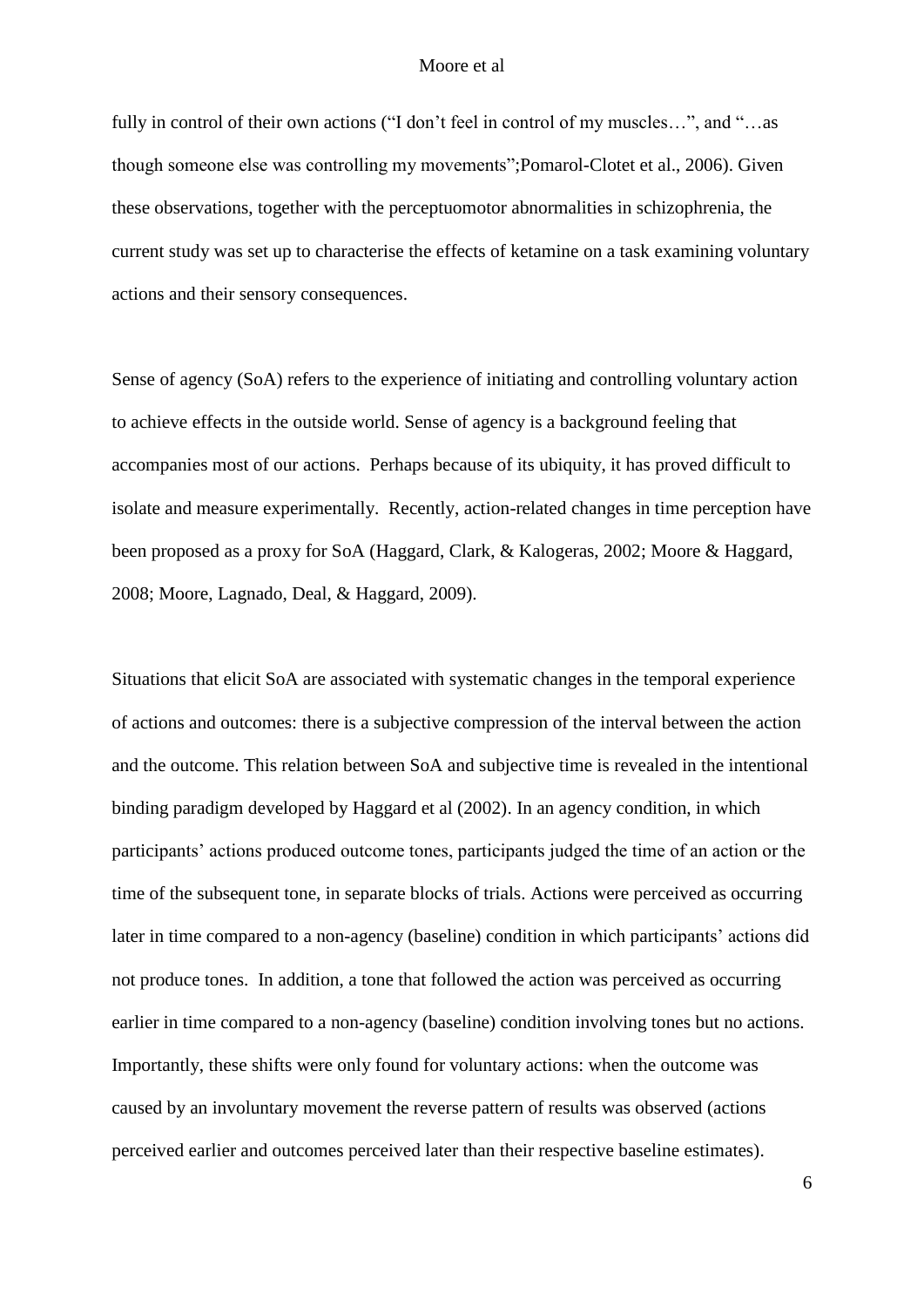fully in control of their own actions (“I don’t feel in control of my muscles…”, and “…as though someone else was controlling my movements”;Pomarol-Clotet et al., 2006). Given these observations, together with the perceptuomotor abnormalities in schizophrenia, the current study was set up to characterise the effects of ketamine on a task examining voluntary actions and their sensory consequences.

Sense of agency (SoA) refers to the experience of initiating and controlling voluntary action to achieve effects in the outside world. Sense of agency is a background feeling that accompanies most of our actions. Perhaps because of its ubiquity, it has proved difficult to isolate and measure experimentally. Recently, action-related changes in time perception have been proposed as a proxy for SoA (Haggard, Clark, & Kalogeras, 2002; Moore & Haggard, 2008; Moore, Lagnado, Deal, & Haggard, 2009).

Situations that elicit SoA are associated with systematic changes in the temporal experience of actions and outcomes: there is a subjective compression of the interval between the action and the outcome. This relation between SoA and subjective time is revealed in the intentional binding paradigm developed by Haggard et al (2002). In an agency condition, in which participants’ actions produced outcome tones, participants judged the time of an action or the time of the subsequent tone, in separate blocks of trials. Actions were perceived as occurring later in time compared to a non-agency (baseline) condition in which participants’ actions did not produce tones. In addition, a tone that followed the action was perceived as occurring earlier in time compared to a non-agency (baseline) condition involving tones but no actions. Importantly, these shifts were only found for voluntary actions: when the outcome was caused by an involuntary movement the reverse pattern of results was observed (actions perceived earlier and outcomes perceived later than their respective baseline estimates).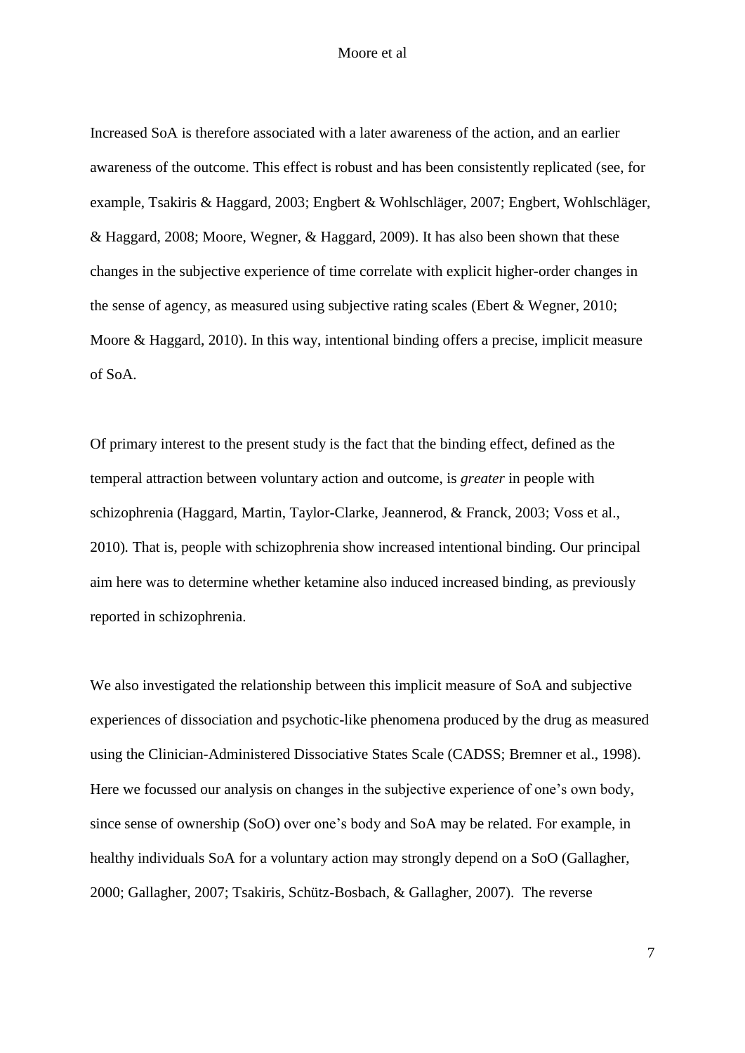Increased SoA is therefore associated with a later awareness of the action, and an earlier awareness of the outcome. This effect is robust and has been consistently replicated (see, for example, Tsakiris & Haggard, 2003; Engbert & Wohlschläger, 2007; Engbert, Wohlschläger, & Haggard, 2008; Moore, Wegner, & Haggard, 2009). It has also been shown that these changes in the subjective experience of time correlate with explicit higher-order changes in the sense of agency, as measured using subjective rating scales (Ebert & Wegner, 2010; Moore & Haggard, 2010). In this way, intentional binding offers a precise, implicit measure of SoA.

Of primary interest to the present study is the fact that the binding effect, defined as the temperal attraction between voluntary action and outcome, is *greater* in people with schizophrenia (Haggard, Martin, Taylor-Clarke, Jeannerod, & Franck, 2003; Voss et al., 2010). That is, people with schizophrenia show increased intentional binding. Our principal aim here was to determine whether ketamine also induced increased binding, as previously reported in schizophrenia.

We also investigated the relationship between this implicit measure of SoA and subjective experiences of dissociation and psychotic-like phenomena produced by the drug as measured using the Clinician-Administered Dissociative States Scale (CADSS; Bremner et al., 1998). Here we focussed our analysis on changes in the subjective experience of one's own body, since sense of ownership (SoO) over one's body and SoA may be related. For example, in healthy individuals SoA for a voluntary action may strongly depend on a SoO (Gallagher, 2000; Gallagher, 2007; Tsakiris, Schütz-Bosbach, & Gallagher, 2007). The reverse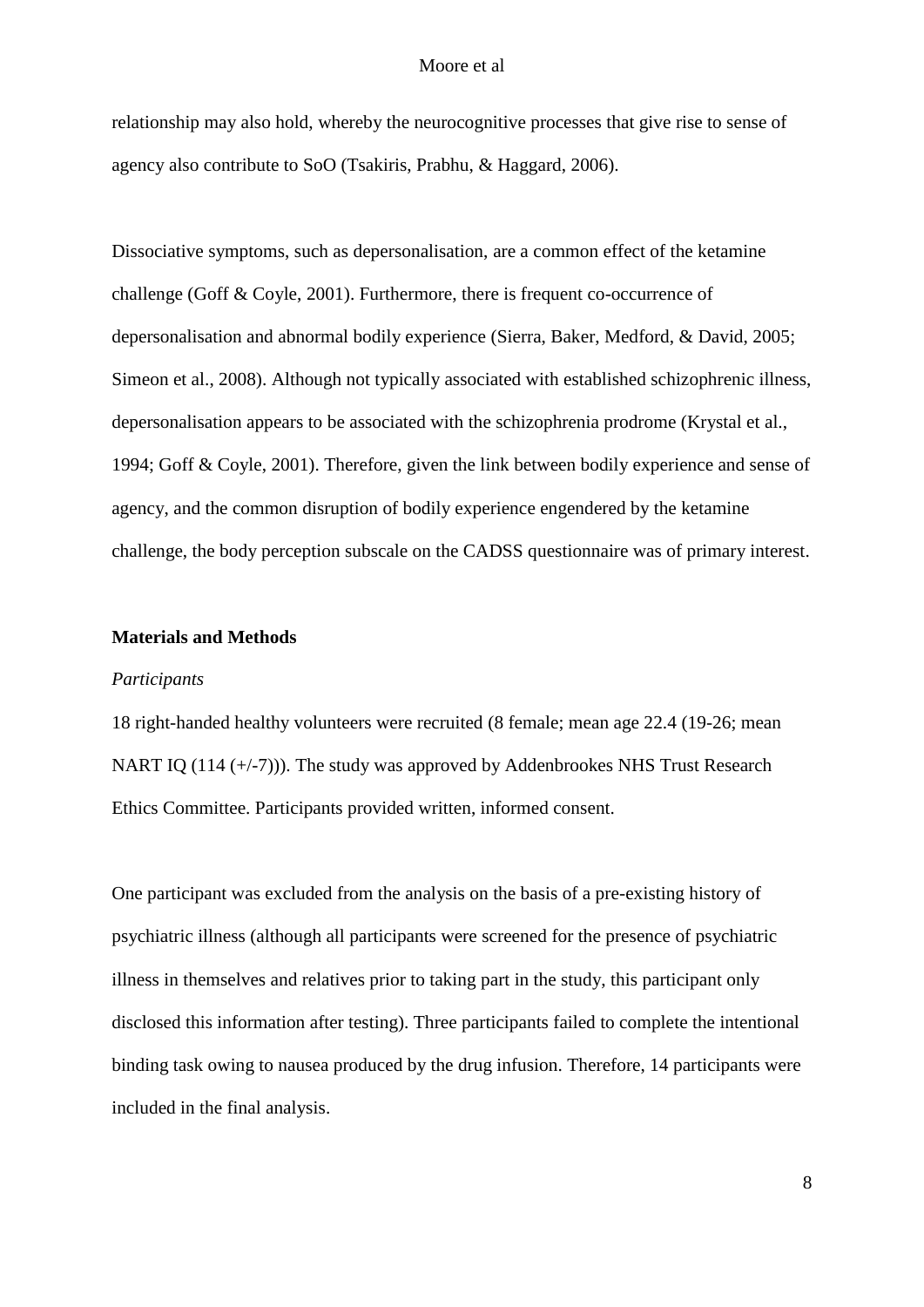relationship may also hold, whereby the neurocognitive processes that give rise to sense of agency also contribute to SoO (Tsakiris, Prabhu, & Haggard, 2006).

Dissociative symptoms, such as depersonalisation, are a common effect of the ketamine challenge (Goff & Coyle, 2001). Furthermore, there is frequent co-occurrence of depersonalisation and abnormal bodily experience (Sierra, Baker, Medford, & David, 2005; Simeon et al., 2008). Although not typically associated with established schizophrenic illness, depersonalisation appears to be associated with the schizophrenia prodrome (Krystal et al., 1994; Goff & Coyle, 2001). Therefore, given the link between bodily experience and sense of agency, and the common disruption of bodily experience engendered by the ketamine challenge, the body perception subscale on the CADSS questionnaire was of primary interest.

## Materials and Methods

### *Participants*

18 right-handed healthy volunteers were recruited (8 female; mean age 22.4 (19-26; mean NART IQ (114 (+/-7))). The study was approved by Addenbrookes NHS Trust Research Ethics Committee. Participants provided written, informed consent.

One participant was excluded from the analysis on the basis of a pre-existing history of psychiatric illness (although all participants were screened for the presence of psychiatric illness in themselves and relatives prior to taking part in the study, this participant only disclosed this information after testing). Three participants failed to complete the intentional binding task owing to nausea produced by the drug infusion. Therefore, 14 participants were included in the final analysis.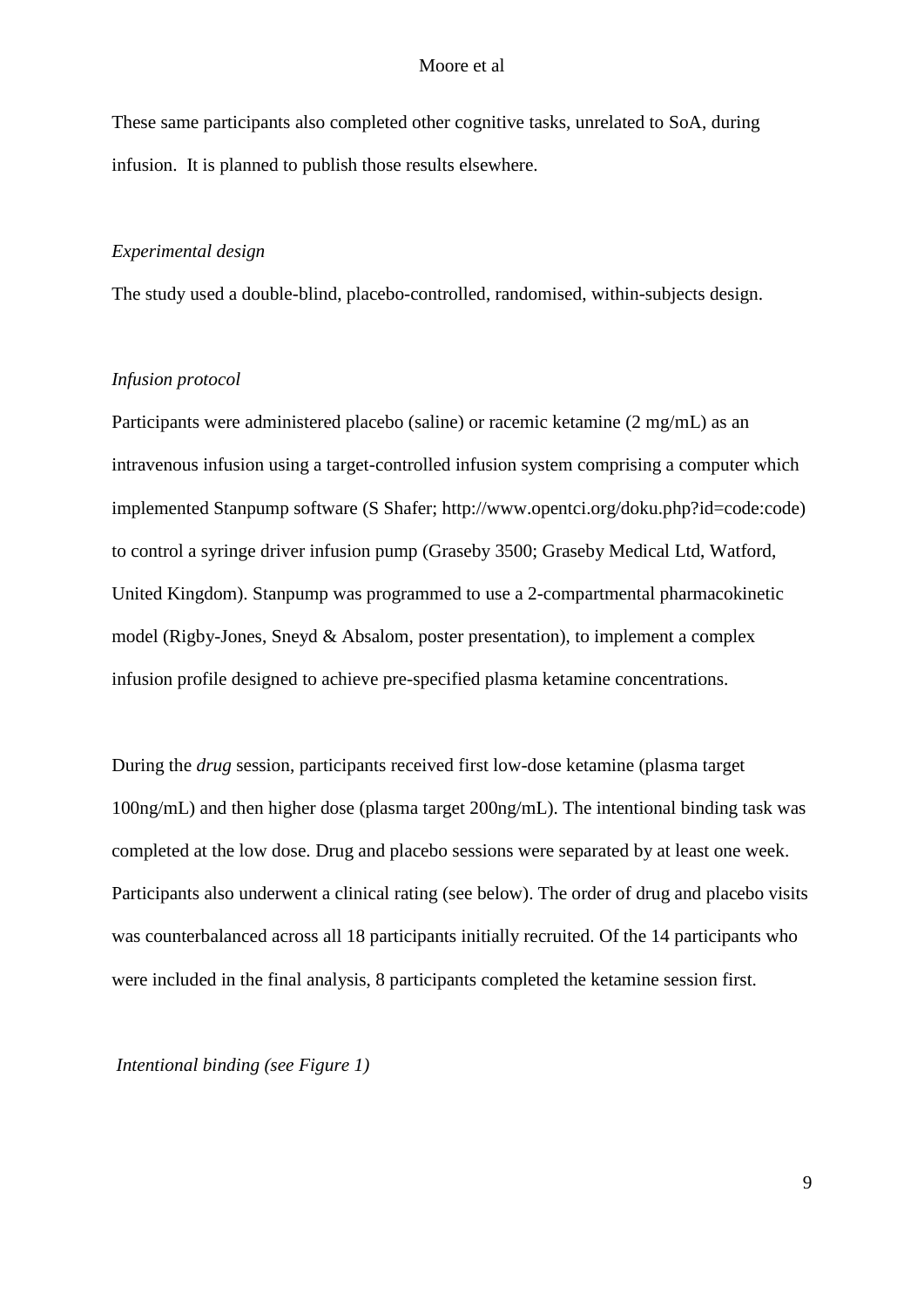These same participants also completed other cognitive tasks, unrelated to SoA, during infusion. It is planned to publish those results elsewhere.

*Experimental design*

The study used a double-blind, placebo-controlled, randomised, within-subjects design.

*Infusion protocol*

Participants were administered placebo (saline) or racemic ketamine (2 mg/mL) as an intravenous infusion using a target-controlled infusion system comprising a computer which implemented Stanpump software (S Shafer; http://www.opentci.org/doku.php?id=code:code) to control a syringe driver infusion pump (Graseby 3500; Graseby Medical Ltd, Watford, United Kingdom). Stanpump was programmed to use a 2-compartmental pharmacokinetic model (Rigby-Jones, Sneyd & Absalom, poster presentation), to implement a complex infusion profile designed to achieve pre-specified plasma ketamine concentrations.

During the *drug* session, participants received first low-dose ketamine (plasma target 100ng/mL) and then higher dose (plasma target 200ng/mL). The intentional binding task was completed at the low dose. Drug and placebo sessions were separated by at least one week. Participants also underwent a clinical rating (see below). The order of drug and placebo visits was counterbalanced across all 18 participants initially recruited. Of the 14 participants who were included in the final analysis, 8 participants completed the ketamine session first.

*Intentional binding (see Figure 1)*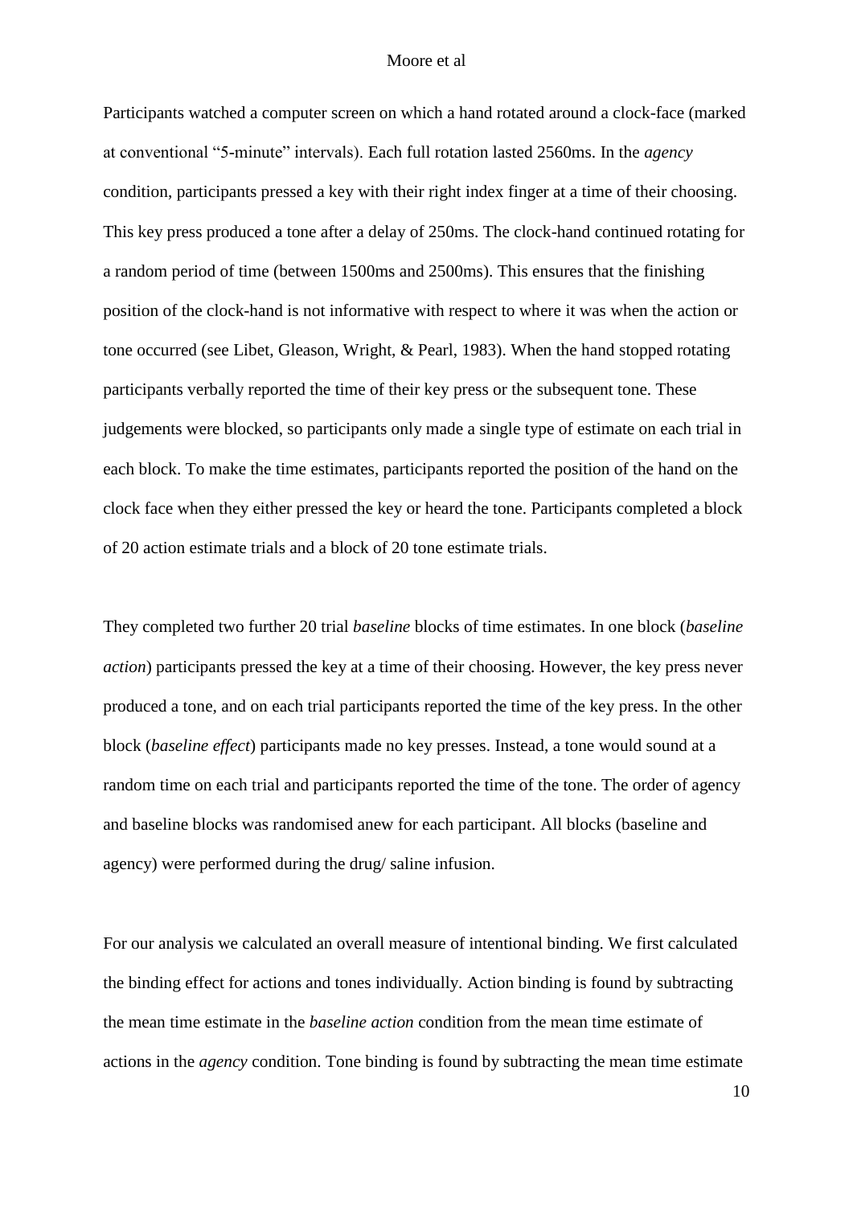Participants watched a computer screen on which a hand rotated around a clock-face (marked at conventional "5-minute" intervals). Each full rotation lasted 2560ms. In the *agency* condition, participants pressed a key with their right index finger at a time of their choosing. This key press produced a tone after a delay of 250ms. The clock-hand continued rotating for a random period of time (between 1500ms and 2500ms). This ensures that the finishing position of the clock-hand is not informative with respect to where it was when the action or tone occurred (see Libet, Gleason, Wright, & Pearl, 1983). When the hand stopped rotating participants verbally reported the time of their key press or the subsequent tone. These judgements were blocked, so participants only made a single type of estimate on each trial in each block. To make the time estimates, participants reported the position of the hand on the clock face when they either pressed the key or heard the tone. Participants completed a block of 20 action estimate trials and a block of 20 tone estimate trials.

They completed two further 20 trial *baseline* blocks of time estimates. In one block (*baseline action*) participants pressed the key at a time of their choosing. However, the key press never produced a tone, and on each trial participants reported the time of the key press. In the other block (*baseline effect*) participants made no key presses. Instead, a tone would sound at a random time on each trial and participants reported the time of the tone. The order of agency and baseline blocks was randomised anew for each participant. All blocks (baseline and agency) were performed during the drug/ saline infusion.

For our analysis we calculated an overall measure of intentional binding. We first calculated the binding effect for actions and tones individually. Action binding is found by subtracting the mean time estimate in the *baseline action* condition from the mean time estimate of actions in the *agency* condition. Tone binding is found by subtracting the mean time estimate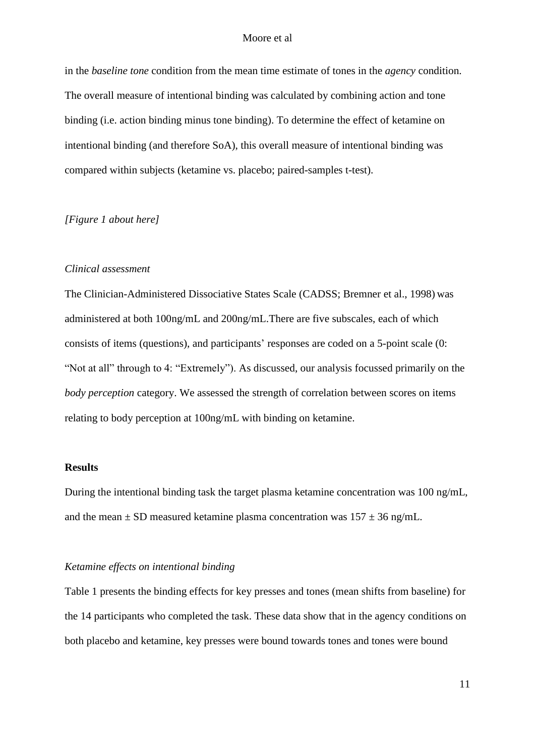in the *baseline tone* condition from the mean time estimate of tones in the *agency* condition. The overall measure of intentional binding was calculated by combining action and tone binding (i.e. action binding minus tone binding). To determine the effect of ketamine on intentional binding (and therefore SoA), this overall measure of intentional binding was compared within subjects (ketamine vs. placebo; paired-samples t-test).

*[Figure 1 about here]*

*Clinical assessment*

The Clinician-Administered Dissociative States Scale (CADSS; Bremner et al., 1998) was administered at both 100ng/mL and 200ng/mL.There are five subscales, each of which consists of items (questions), and participants' responses are coded on a 5-point scale (0: "Not at all" through to 4: "Extremely"). As discussed, our analysis focussed primarily on the *body perception* category. We assessed the strength of correlation between scores on items relating to body perception at 100ng/mL with binding on ketamine.

## Results

During the intentional binding task the target plasma ketamine concentration was 100 ng/mL, and the mean ± SD measured ketamine plasma concentration was 157 ± 36 ng/mL.

*Ketamine effects on intentional binding*

Table 1 presents the binding effects for key presses and tones (mean shifts from baseline) for the 14 participants who completed the task. These data show that in the agency conditions on both placebo and ketamine, key presses were bound towards tones and tones were bound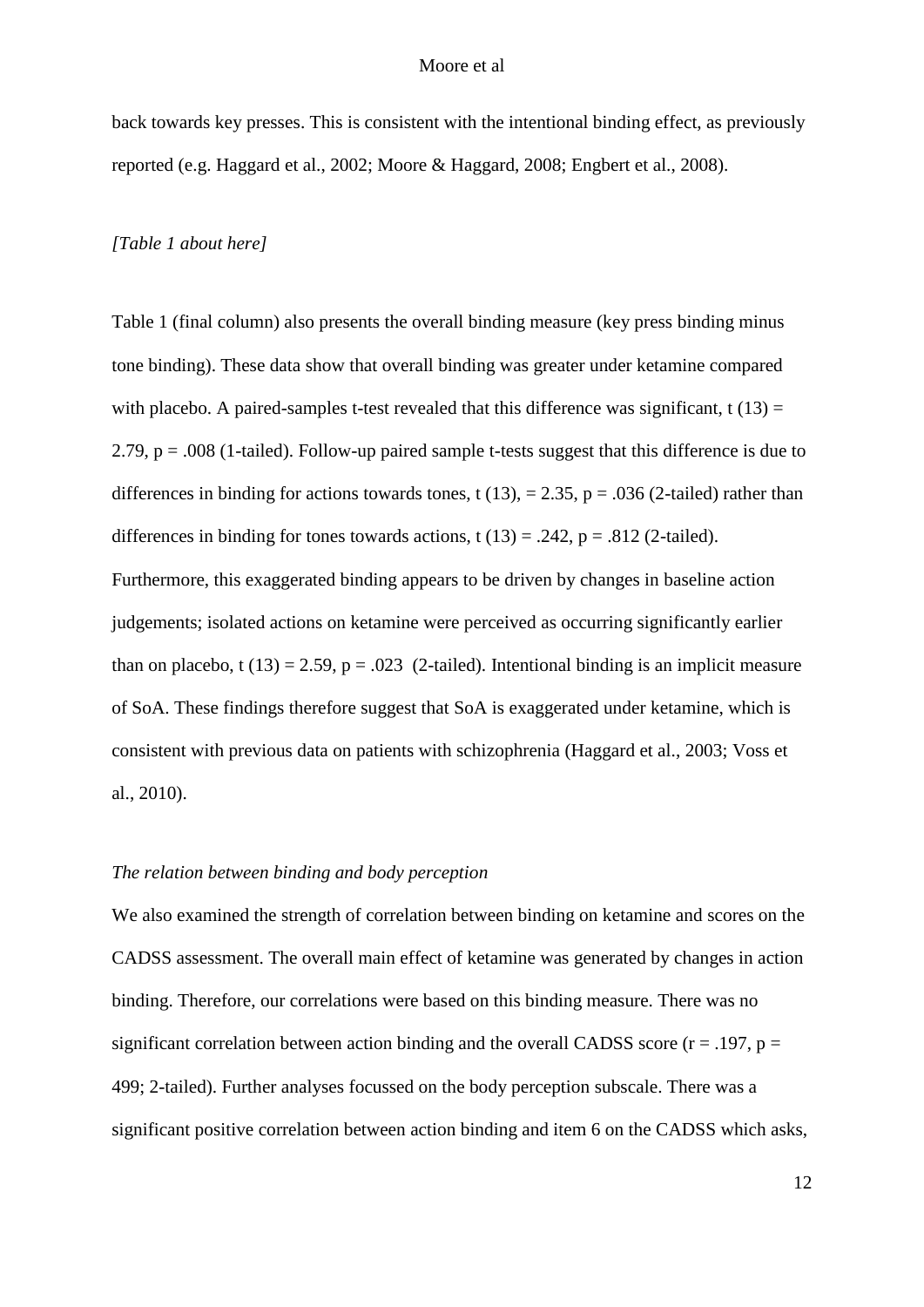back towards key presses. This is consistent with the intentional binding effect, as previously reported (e.g. Haggard et al., 2002; Moore & Haggard, 2008; Engbert et al., 2008).

*[Table 1 about here]*

Table 1 (final column) also presents the overall binding measure (key press binding minus tone binding). These data show that overall binding was greater under ketamine compared with placebo. A paired-samples t-test revealed that this difference was significant, $t$ (13) = 2.79, $p$ = .008 (1-tailed). Follow-up paired sample t-tests suggest that this difference is due to differences in binding for actions towards tones, $t$ (13), = 2.35, $p$ = .036 (2-tailed) rather than differences in binding for tones towards actions, $t$ (13) = .242, $p$ = .812 (2-tailed). Furthermore, this exaggerated binding appears to be driven by changes in baseline action judgements; isolated actions on ketamine were perceived as occurring significantly earlier than on placebo, $t$ (13) = 2.59, $p$ = .023 (2-tailed). Intentional binding is an implicit measure of SoA. These findings therefore suggest that SoA is exaggerated under ketamine, which is consistent with previous data on patients with schizophrenia (Haggard et al., 2003; Voss et al., 2010).

*The relation between binding and body perception*

We also examined the strength of correlation between binding on ketamine and scores on the CADSS assessment. The overall main effect of ketamine was generated by changes in action binding. Therefore, our correlations were based on this binding measure. There was no significant correlation between action binding and the overall CADSS score ($r$ = .197, $p$ = 499; 2-tailed). Further analyses focussed on the body perception subscale. There was a significant positive correlation between action binding and item 6 on the CADSS which asks,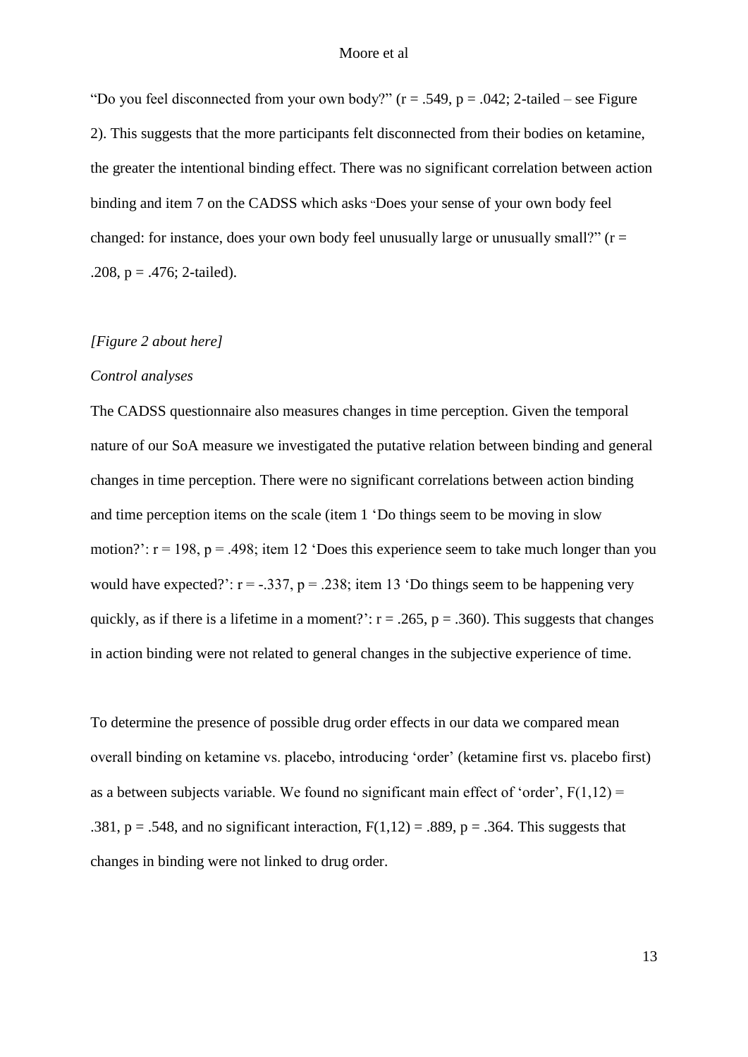"Do you feel disconnected from your own body?" ($r = .549$, $p = .042$; 2-tailed – see Figure 2). This suggests that the more participants felt disconnected from their bodies on ketamine, the greater the intentional binding effect. There was no significant correlation between action binding and item 7 on the CADSS which asks "Does your sense of your own body feel changed: for instance, does your own body feel unusually large or unusually small?" ($r = .208$, $p = .476$; 2-tailed).

*[Figure 2 about here]*

*Control analyses*

The CADSS questionnaire also measures changes in time perception. Given the temporal nature of our SoA measure we investigated the putative relation between binding and general changes in time perception. There were no significant correlations between action binding and time perception items on the scale (item 1 'Do things seem to be moving in slow motion?': $r = 198$, $p = .498$; item 12 'Does this experience seem to take much longer than you would have expected?': $r = -.337$, $p = .238$; item 13 'Do things seem to be happening very quickly, as if there is a lifetime in a moment?': $r = .265$, $p = .360$). This suggests that changes in action binding were not related to general changes in the subjective experience of time.

To determine the presence of possible drug order effects in our data we compared mean overall binding on ketamine vs. placebo, introducing 'order' (ketamine first vs. placebo first) as a between subjects variable. We found no significant main effect of 'order', $F(1,12) = .381$, $p = .548$, and no significant interaction, $F(1,12) = .889$, $p = .364$. This suggests that changes in binding were not linked to drug order.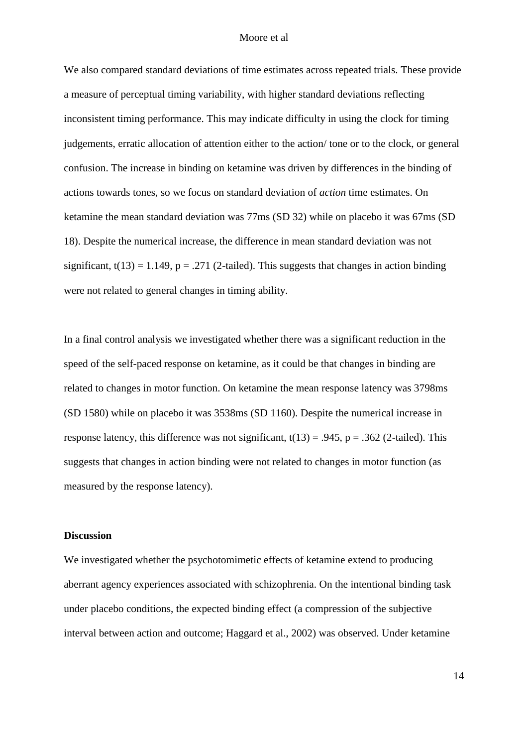We also compared standard deviations of time estimates across repeated trials. These provide a measure of perceptual timing variability, with higher standard deviations reflecting inconsistent timing performance. This may indicate difficulty in using the clock for timing judgements, erratic allocation of attention either to the action/ tone or to the clock, or general confusion. The increase in binding on ketamine was driven by differences in the binding of actions towards tones, so we focus on standard deviation of *action* time estimates. On ketamine the mean standard deviation was 77ms (SD 32) while on placebo it was 67ms (SD 18). Despite the numerical increase, the difference in mean standard deviation was not significant, $t(13) = 1.149$, $p = .271$ (2-tailed). This suggests that changes in action binding were not related to general changes in timing ability.

In a final control analysis we investigated whether there was a significant reduction in the speed of the self-paced response on ketamine, as it could be that changes in binding are related to changes in motor function. On ketamine the mean response latency was 3798ms (SD 1580) while on placebo it was 3538ms (SD 1160). Despite the numerical increase in response latency, this difference was not significant, $t(13) = .945$, $p = .362$ (2-tailed). This suggests that changes in action binding were not related to changes in motor function (as measured by the response latency).

**Discussion**

We investigated whether the psychotomimetic effects of ketamine extend to producing aberrant agency experiences associated with schizophrenia. On the intentional binding task under placebo conditions, the expected binding effect (a compression of the subjective interval between action and outcome; Haggard et al., 2002) was observed. Under ketamine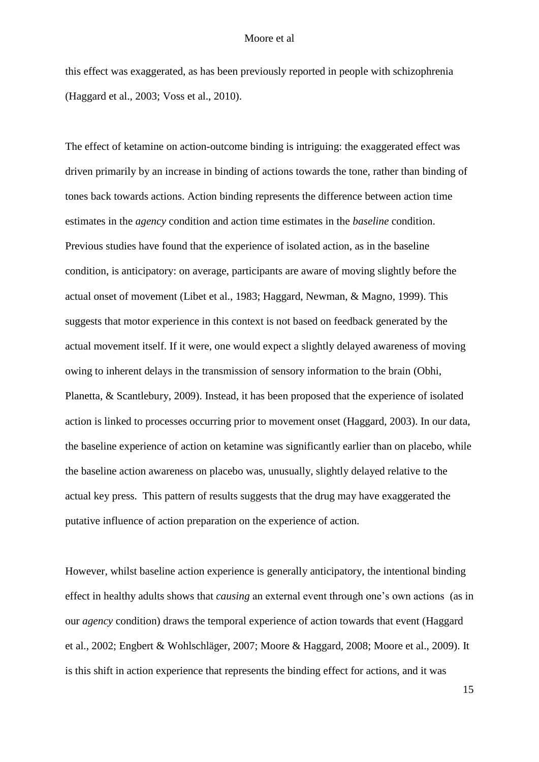this effect was exaggerated, as has been previously reported in people with schizophrenia (Haggard et al., 2003; Voss et al., 2010).

The effect of ketamine on action-outcome binding is intriguing: the exaggerated effect was driven primarily by an increase in binding of actions towards the tone, rather than binding of tones back towards actions. Action binding represents the difference between action time estimates in the *agency* condition and action time estimates in the *baseline* condition. Previous studies have found that the experience of isolated action, as in the baseline condition, is anticipatory: on average, participants are aware of moving slightly before the actual onset of movement (Libet et al., 1983; Haggard, Newman, & Magno, 1999). This suggests that motor experience in this context is not based on feedback generated by the actual movement itself. If it were, one would expect a slightly delayed awareness of moving owing to inherent delays in the transmission of sensory information to the brain (Obhi, Planetta, & Scantlebury, 2009). Instead, it has been proposed that the experience of isolated action is linked to processes occurring prior to movement onset (Haggard, 2003). In our data, the baseline experience of action on ketamine was significantly earlier than on placebo, while the baseline action awareness on placebo was, unusually, slightly delayed relative to the actual key press. This pattern of results suggests that the drug may have exaggerated the putative influence of action preparation on the experience of action.

However, whilst baseline action experience is generally anticipatory, the intentional binding effect in healthy adults shows that *causing* an external event through one's own actions (as in our *agency* condition) draws the temporal experience of action towards that event (Haggard et al., 2002; Engbert & Wohlschläger, 2007; Moore & Haggard, 2008; Moore et al., 2009). It is this shift in action experience that represents the binding effect for actions, and it was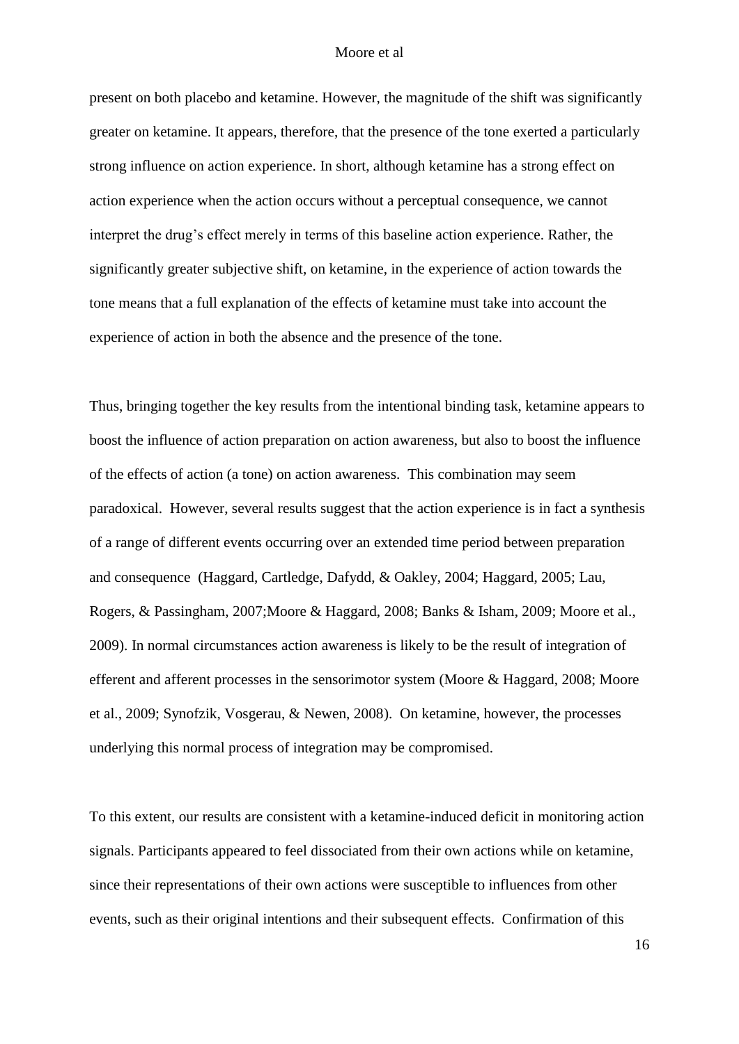present on both placebo and ketamine. However, the magnitude of the shift was significantly greater on ketamine. It appears, therefore, that the presence of the tone exerted a particularly strong influence on action experience. In short, although ketamine has a strong effect on action experience when the action occurs without a perceptual consequence, we cannot interpret the drug's effect merely in terms of this baseline action experience. Rather, the significantly greater subjective shift, on ketamine, in the experience of action towards the tone means that a full explanation of the effects of ketamine must take into account the experience of action in both the absence and the presence of the tone.

Thus, bringing together the key results from the intentional binding task, ketamine appears to boost the influence of action preparation on action awareness, but also to boost the influence of the effects of action (a tone) on action awareness. This combination may seem paradoxical. However, several results suggest that the action experience is in fact a synthesis of a range of different events occurring over an extended time period between preparation and consequence (Haggard, Cartledge, Dafydd, & Oakley, 2004; Haggard, 2005; Lau, Rogers, & Passingham, 2007;Moore & Haggard, 2008; Banks & Isham, 2009; Moore et al., 2009). In normal circumstances action awareness is likely to be the result of integration of efferent and afferent processes in the sensorimotor system (Moore & Haggard, 2008; Moore et al., 2009; Synofzik, Vosgerau, & Newen, 2008). On ketamine, however, the processes underlying this normal process of integration may be compromised.

To this extent, our results are consistent with a ketamine-induced deficit in monitoring action signals. Participants appeared to feel dissociated from their own actions while on ketamine, since their representations of their own actions were susceptible to influences from other events, such as their original intentions and their subsequent effects. Confirmation of this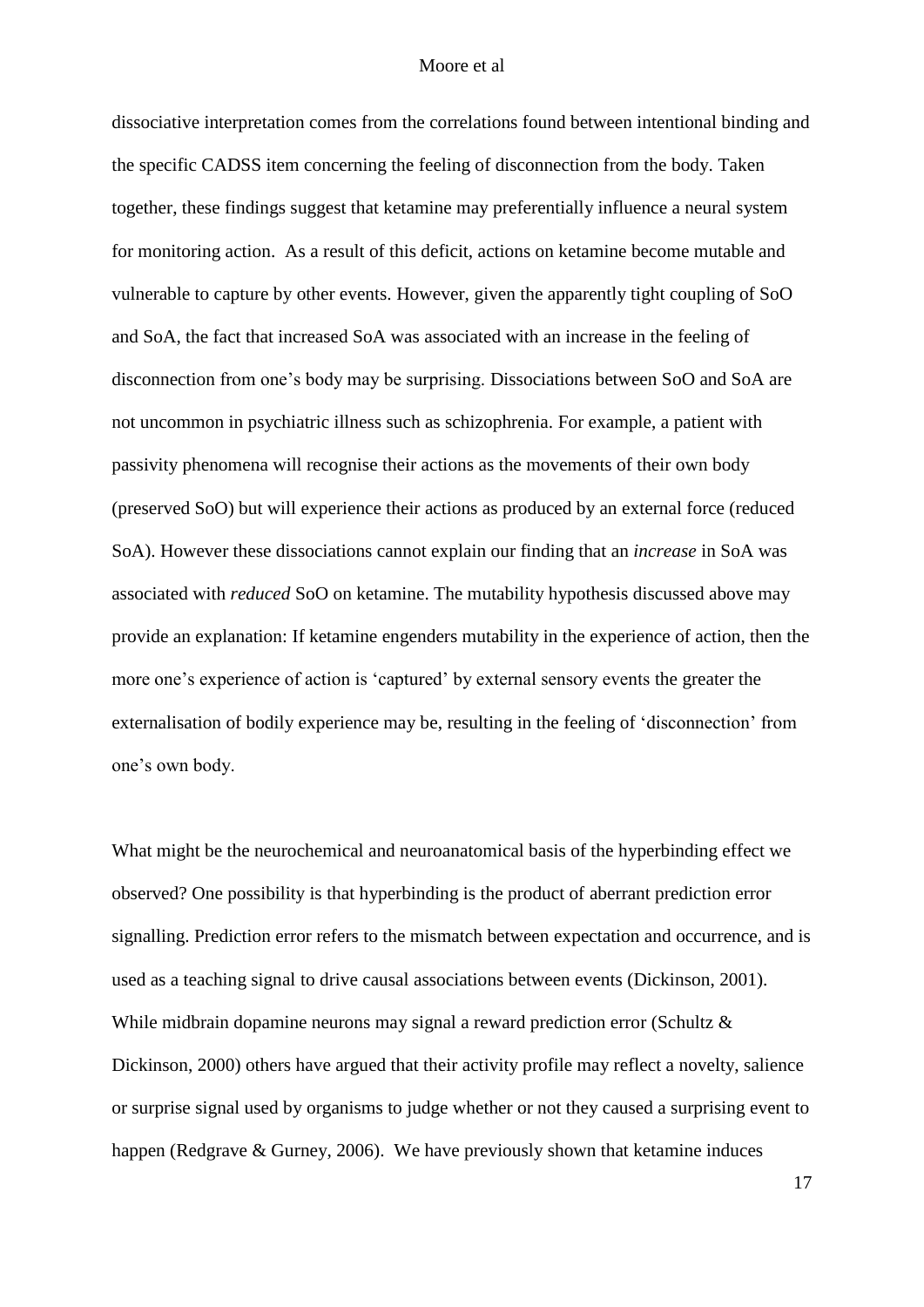dissociative interpretation comes from the correlations found between intentional binding and the specific CADSS item concerning the feeling of disconnection from the body. Taken together, these findings suggest that ketamine may preferentially influence a neural system for monitoring action. As a result of this deficit, actions on ketamine become mutable and vulnerable to capture by other events. However, given the apparently tight coupling of SoO and SoA, the fact that increased SoA was associated with an increase in the feeling of disconnection from one's body may be surprising. Dissociations between SoO and SoA are not uncommon in psychiatric illness such as schizophrenia. For example, a patient with passivity phenomena will recognise their actions as the movements of their own body (preserved SoO) but will experience their actions as produced by an external force (reduced SoA). However these dissociations cannot explain our finding that an *increase* in SoA was associated with *reduced* SoO on ketamine. The mutability hypothesis discussed above may provide an explanation: If ketamine engenders mutability in the experience of action, then the more one's experience of action is 'captured' by external sensory events the greater the externalisation of bodily experience may be, resulting in the feeling of 'disconnection' from one's own body.

What might be the neurochemical and neuroanatomical basis of the hyperbinding effect we observed? One possibility is that hyperbinding is the product of aberrant prediction error signalling. Prediction error refers to the mismatch between expectation and occurrence, and is used as a teaching signal to drive causal associations between events (Dickinson, 2001). While midbrain dopamine neurons may signal a reward prediction error (Schultz & Dickinson, 2000) others have argued that their activity profile may reflect a novelty, salience or surprise signal used by organisms to judge whether or not they caused a surprising event to happen (Redgrave & Gurney, 2006). We have previously shown that ketamine induces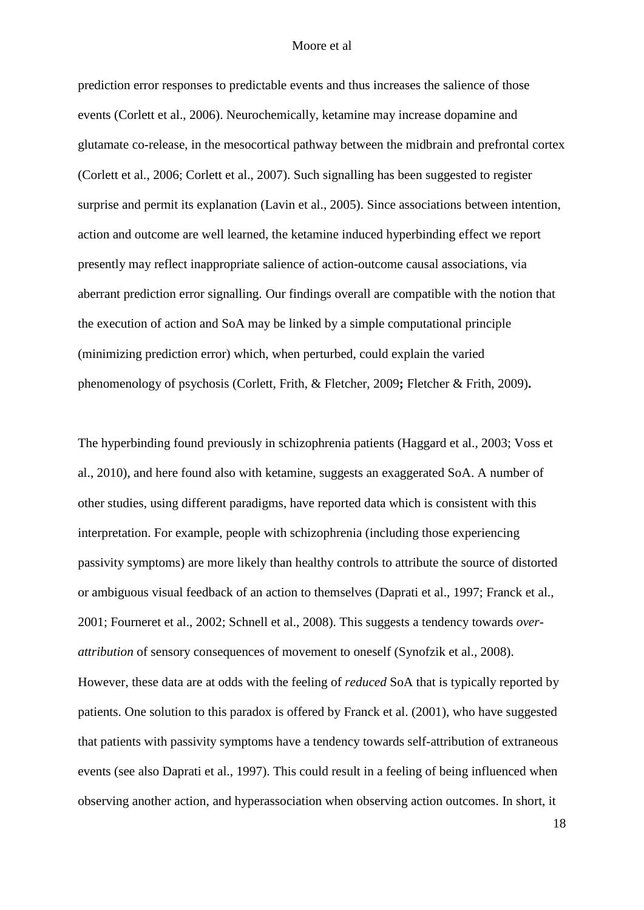prediction error responses to predictable events and thus increases the salience of those events (Corlett et al., 2006). Neurochemically, ketamine may increase dopamine and glutamate co-release, in the mesocortical pathway between the midbrain and prefrontal cortex (Corlett et al., 2006; Corlett et al., 2007). Such signalling has been suggested to register surprise and permit its explanation (Lavin et al., 2005). Since associations between intention, action and outcome are well learned, the ketamine induced hyperbinding effect we report presently may reflect inappropriate salience of action-outcome causal associations, via aberrant prediction error signalling. Our findings overall are compatible with the notion that the execution of action and SoA may be linked by a simple computational principle (minimizing prediction error) which, when perturbed, could explain the varied phenomenology of psychosis (Corlett, Frith, & Fletcher, 2009**;** Fletcher & Frith, 2009)**.**

The hyperbinding found previously in schizophrenia patients (Haggard et al., 2003; Voss et al., 2010), and here found also with ketamine, suggests an exaggerated SoA. A number of other studies, using different paradigms, have reported data which is consistent with this interpretation. For example, people with schizophrenia (including those experiencing passivity symptoms) are more likely than healthy controls to attribute the source of distorted or ambiguous visual feedback of an action to themselves (Daprati et al., 1997; Franck et al., 2001; Fourneret et al., 2002; Schnell et al., 2008). This suggests a tendency towards *over-attribution* of sensory consequences of movement to oneself (Synofzik et al., 2008). However, these data are at odds with the feeling of *reduced* SoA that is typically reported by patients. One solution to this paradox is offered by Franck et al. (2001), who have suggested that patients with passivity symptoms have a tendency towards self-attribution of extraneous events (see also Daprati et al., 1997). This could result in a feeling of being influenced when observing another action, and hyperassociation when observing action outcomes. In short, it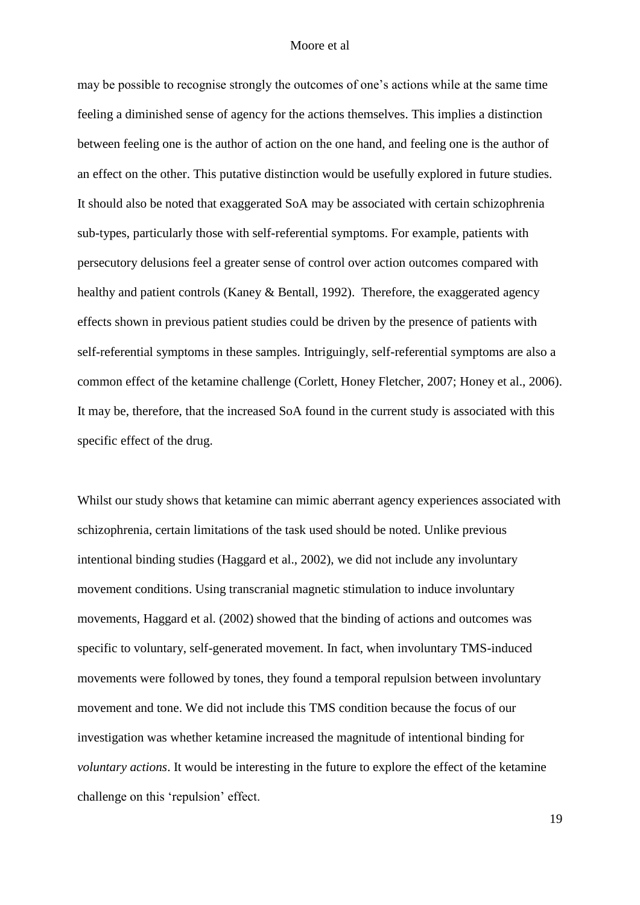may be possible to recognise strongly the outcomes of one's actions while at the same time feeling a diminished sense of agency for the actions themselves. This implies a distinction between feeling one is the author of action on the one hand, and feeling one is the author of an effect on the other. This putative distinction would be usefully explored in future studies. It should also be noted that exaggerated SoA may be associated with certain schizophrenia sub-types, particularly those with self-referential symptoms. For example, patients with persecutory delusions feel a greater sense of control over action outcomes compared with healthy and patient controls (Kaney & Bentall, 1992). Therefore, the exaggerated agency effects shown in previous patient studies could be driven by the presence of patients with self-referential symptoms in these samples. Intriguingly, self-referential symptoms are also a common effect of the ketamine challenge (Corlett, Honey Fletcher, 2007; Honey et al., 2006). It may be, therefore, that the increased SoA found in the current study is associated with this specific effect of the drug.

Whilst our study shows that ketamine can mimic aberrant agency experiences associated with schizophrenia, certain limitations of the task used should be noted. Unlike previous intentional binding studies (Haggard et al., 2002), we did not include any involuntary movement conditions. Using transcranial magnetic stimulation to induce involuntary movements, Haggard et al. (2002) showed that the binding of actions and outcomes was specific to voluntary, self-generated movement. In fact, when involuntary TMS-induced movements were followed by tones, they found a temporal repulsion between involuntary movement and tone. We did not include this TMS condition because the focus of our investigation was whether ketamine increased the magnitude of intentional binding for *voluntary actions*. It would be interesting in the future to explore the effect of the ketamine challenge on this 'repulsion' effect.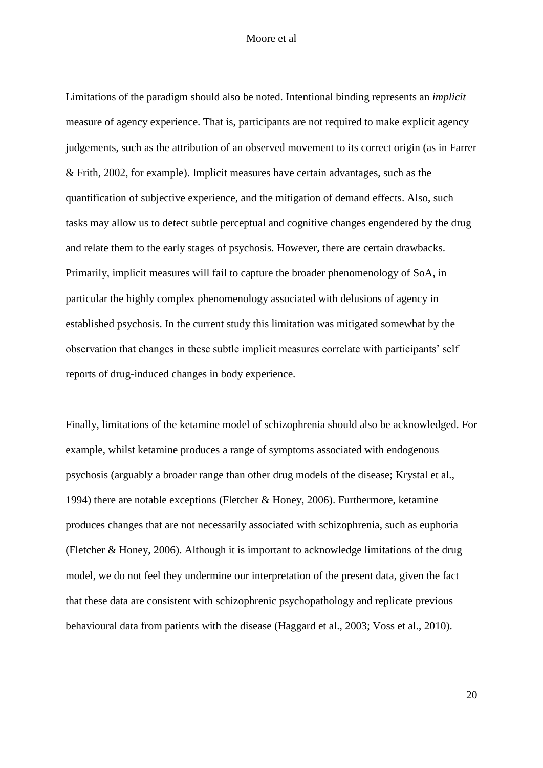Limitations of the paradigm should also be noted. Intentional binding represents an *implicit* measure of agency experience. That is, participants are not required to make explicit agency judgements, such as the attribution of an observed movement to its correct origin (as in Farrer & Frith, 2002, for example). Implicit measures have certain advantages, such as the quantification of subjective experience, and the mitigation of demand effects. Also, such tasks may allow us to detect subtle perceptual and cognitive changes engendered by the drug and relate them to the early stages of psychosis. However, there are certain drawbacks. Primarily, implicit measures will fail to capture the broader phenomenology of SoA, in particular the highly complex phenomenology associated with delusions of agency in established psychosis. In the current study this limitation was mitigated somewhat by the observation that changes in these subtle implicit measures correlate with participants' self reports of drug-induced changes in body experience.

Finally, limitations of the ketamine model of schizophrenia should also be acknowledged. For example, whilst ketamine produces a range of symptoms associated with endogenous psychosis (arguably a broader range than other drug models of the disease; Krystal et al., 1994) there are notable exceptions (Fletcher & Honey, 2006). Furthermore, ketamine produces changes that are not necessarily associated with schizophrenia, such as euphoria (Fletcher & Honey, 2006). Although it is important to acknowledge limitations of the drug model, we do not feel they undermine our interpretation of the present data, given the fact that these data are consistent with schizophrenic psychopathology and replicate previous behavioural data from patients with the disease (Haggard et al., 2003; Voss et al., 2010).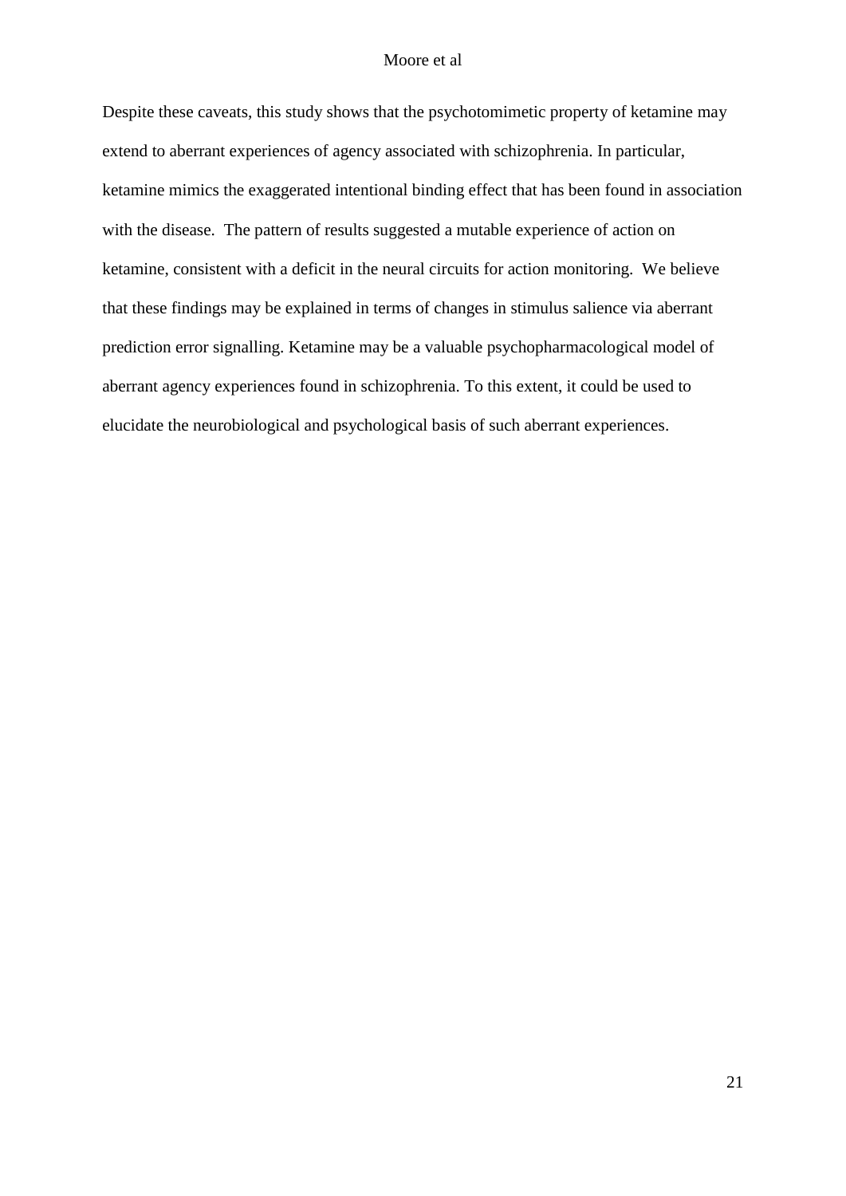Despite these caveats, this study shows that the psychotomimetic property of ketamine may extend to aberrant experiences of agency associated with schizophrenia. In particular, ketamine mimics the exaggerated intentional binding effect that has been found in association with the disease. The pattern of results suggested a mutable experience of action on ketamine, consistent with a deficit in the neural circuits for action monitoring. We believe that these findings may be explained in terms of changes in stimulus salience via aberrant prediction error signalling. Ketamine may be a valuable psychopharmacological model of aberrant agency experiences found in schizophrenia. To this extent, it could be used to elucidate the neurobiological and psychological basis of such aberrant experiences.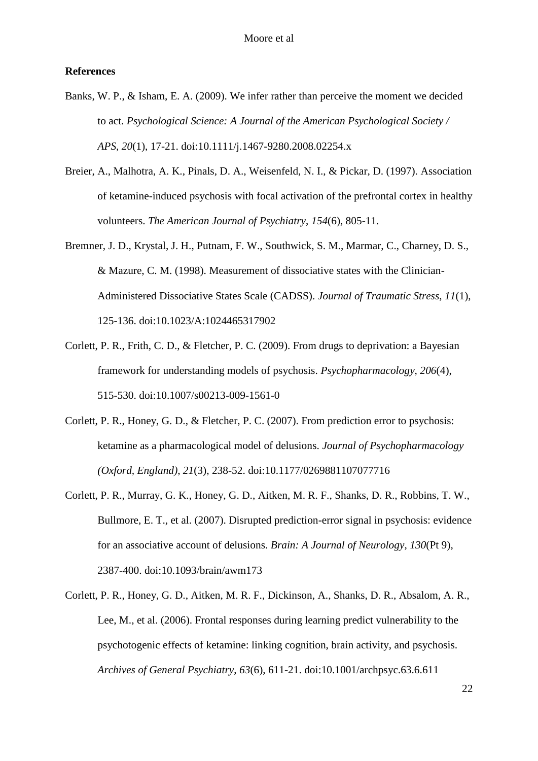**References**

Banks, W. P., & Isham, E. A. (2009). We infer rather than perceive the moment we decided to act. *Psychological Science: A Journal of the American Psychological Society / APS*, *20*(1), 17-21. doi:10.1111/j.1467-9280.2008.02254.x

Breier, A., Malhotra, A. K., Pinals, D. A., Weisenfeld, N. I., & Pickar, D. (1997). Association of ketamine-induced psychosis with focal activation of the prefrontal cortex in healthy volunteers. *The American Journal of Psychiatry*, *154*(6), 805-11.

Bremner, J. D., Krystal, J. H., Putnam, F. W., Southwick, S. M., Marmar, C., Charney, D. S., & Mazure, C. M. (1998). Measurement of dissociative states with the Clinician-Administered Dissociative States Scale (CADSS). *Journal of Traumatic Stress*, *11*(1), 125-136. doi:10.1023/A:1024465317902

Corlett, P. R., Frith, C. D., & Fletcher, P. C. (2009). From drugs to deprivation: a Bayesian framework for understanding models of psychosis. *Psychopharmacology*, *206*(4), 515-530. doi:10.1007/s00213-009-1561-0

Corlett, P. R., Honey, G. D., & Fletcher, P. C. (2007). From prediction error to psychosis: ketamine as a pharmacological model of delusions. *Journal of Psychopharmacology (Oxford, England)*, *21*(3), 238-52. doi:10.1177/0269881107077716

Corlett, P. R., Murray, G. K., Honey, G. D., Aitken, M. R. F., Shanks, D. R., Robbins, T. W., Bullmore, E. T., et al. (2007). Disrupted prediction-error signal in psychosis: evidence for an associative account of delusions. *Brain: A Journal of Neurology*, *130*(Pt 9), 2387-400. doi:10.1093/brain/awm173

Corlett, P. R., Honey, G. D., Aitken, M. R. F., Dickinson, A., Shanks, D. R., Absalom, A. R., Lee, M., et al. (2006). Frontal responses during learning predict vulnerability to the psychotogenic effects of ketamine: linking cognition, brain activity, and psychosis. *Archives of General Psychiatry*, *63*(6), 611-21. doi:10.1001/archpsyc.63.6.611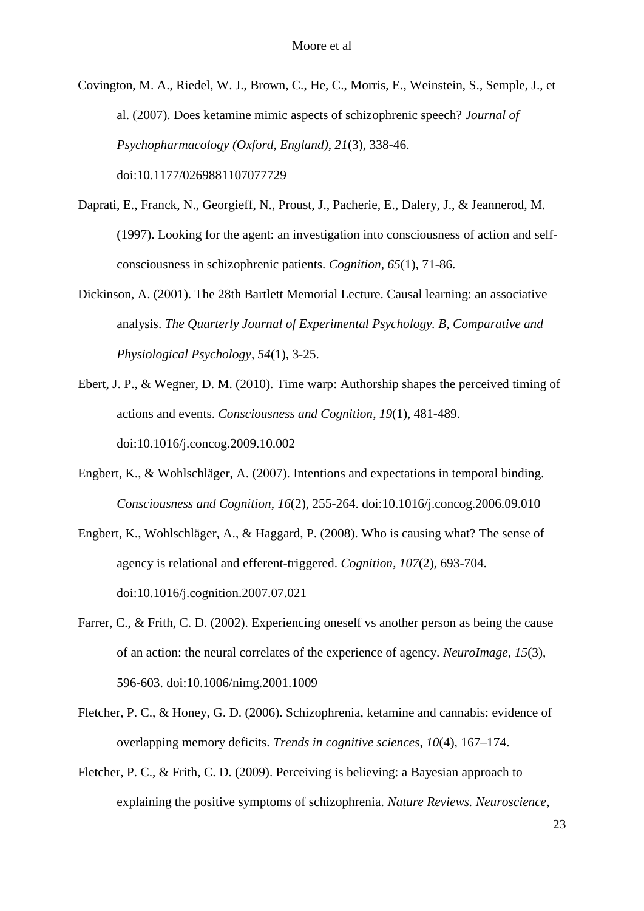Covington, M. A., Riedel, W. J., Brown, C., He, C., Morris, E., Weinstein, S., Semple, J., et al. (2007). Does ketamine mimic aspects of schizophrenic speech? *Journal of Psychopharmacology (Oxford, England)*, *21*(3), 338-46. doi:10.1177/0269881107077729

Daprati, E., Franck, N., Georgieff, N., Proust, J., Pacherie, E., Dalery, J., & Jeannerod, M. (1997). Looking for the agent: an investigation into consciousness of action and self-consciousness in schizophrenic patients. *Cognition*, *65*(1), 71-86.

Dickinson, A. (2001). The 28th Bartlett Memorial Lecture. Causal learning: an associative analysis. *The Quarterly Journal of Experimental Psychology. B, Comparative and Physiological Psychology*, *54*(1), 3-25.

Ebert, J. P., & Wegner, D. M. (2010). Time warp: Authorship shapes the perceived timing of actions and events. *Consciousness and Cognition*, *19*(1), 481-489. doi:10.1016/j.concog.2009.10.002

Engbert, K., & Wohlschläger, A. (2007). Intentions and expectations in temporal binding. *Consciousness and Cognition*, *16*(2), 255-264. doi:10.1016/j.concog.2006.09.010

Engbert, K., Wohlschläger, A., & Haggard, P. (2008). Who is causing what? The sense of agency is relational and efferent-triggered. *Cognition*, *107*(2), 693-704. doi:10.1016/j.cognition.2007.07.021

Farrer, C., & Frith, C. D. (2002). Experiencing oneself vs another person as being the cause of an action: the neural correlates of the experience of agency. *NeuroImage*, *15*(3), 596-603. doi:10.1006/nimg.2001.1009

Fletcher, P. C., & Honey, G. D. (2006). Schizophrenia, ketamine and cannabis: evidence of overlapping memory deficits. *Trends in cognitive sciences*, *10*(4), 167–174.

Fletcher, P. C., & Frith, C. D. (2009). Perceiving is believing: a Bayesian approach to explaining the positive symptoms of schizophrenia. *Nature Reviews. Neuroscience*,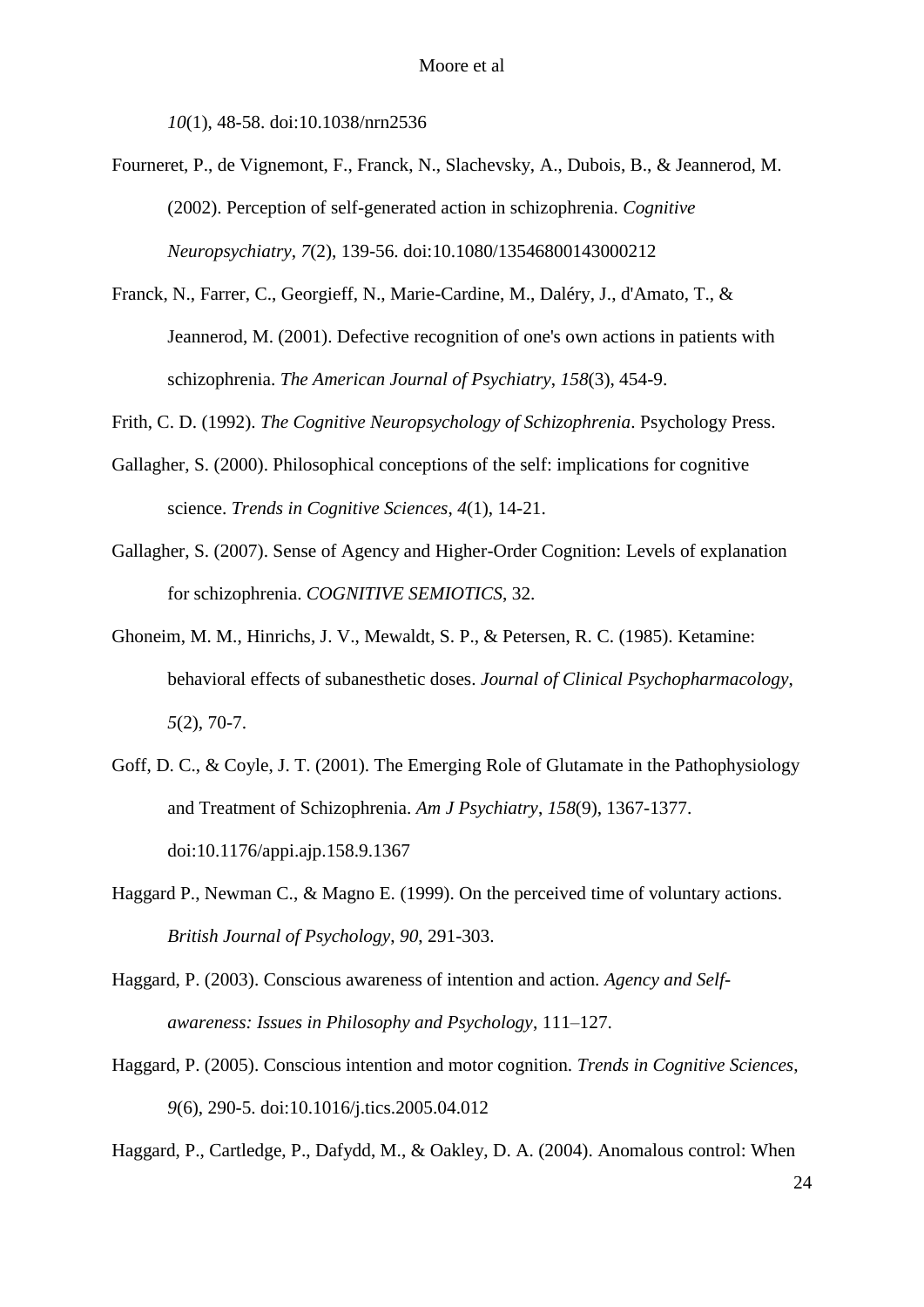*10*(1), 48-58. doi:10.1038/nrn2536

Fourneret, P., de Vignemont, F., Franck, N., Slachevsky, A., Dubois, B., & Jeannerod, M. (2002). Perception of self-generated action in schizophrenia. *Cognitive Neuropsychiatry*, *7*(2), 139-56. doi:10.1080/13546800143000212

Franck, N., Farrer, C., Georgieff, N., Marie-Cardine, M., Daléry, J., d'Amato, T., & Jeannerod, M. (2001). Defective recognition of one's own actions in patients with schizophrenia. *The American Journal of Psychiatry*, *158*(3), 454-9.

Frith, C. D. (1992). *The Cognitive Neuropsychology of Schizophrenia*. Psychology Press.

Gallagher, S. (2000). Philosophical conceptions of the self: implications for cognitive science. *Trends in Cognitive Sciences*, *4*(1), 14-21.

Gallagher, S. (2007). Sense of Agency and Higher-Order Cognition: Levels of explanation for schizophrenia. *COGNITIVE SEMIOTICS*, 32.

Ghoneim, M. M., Hinrichs, J. V., Mewaldt, S. P., & Petersen, R. C. (1985). Ketamine: behavioral effects of subanesthetic doses. *Journal of Clinical Psychopharmacology*, *5*(2), 70-7.

Goff, D. C., & Coyle, J. T. (2001). The Emerging Role of Glutamate in the Pathophysiology and Treatment of Schizophrenia. *Am J Psychiatry*, *158*(9), 1367-1377. doi:10.1176/appi.ajp.158.9.1367

Haggard P., Newman C., & Magno E. (1999). On the perceived time of voluntary actions. *British Journal of Psychology*, *90*, 291-303.

Haggard, P. (2003). Conscious awareness of intention and action. *Agency and Self-awareness: Issues in Philosophy and Psychology*, 111–127.

Haggard, P. (2005). Conscious intention and motor cognition. *Trends in Cognitive Sciences*, *9*(6), 290-5. doi:10.1016/j.tics.2005.04.012

Haggard, P., Cartledge, P., Dafydd, M., & Oakley, D. A. (2004). Anomalous control: When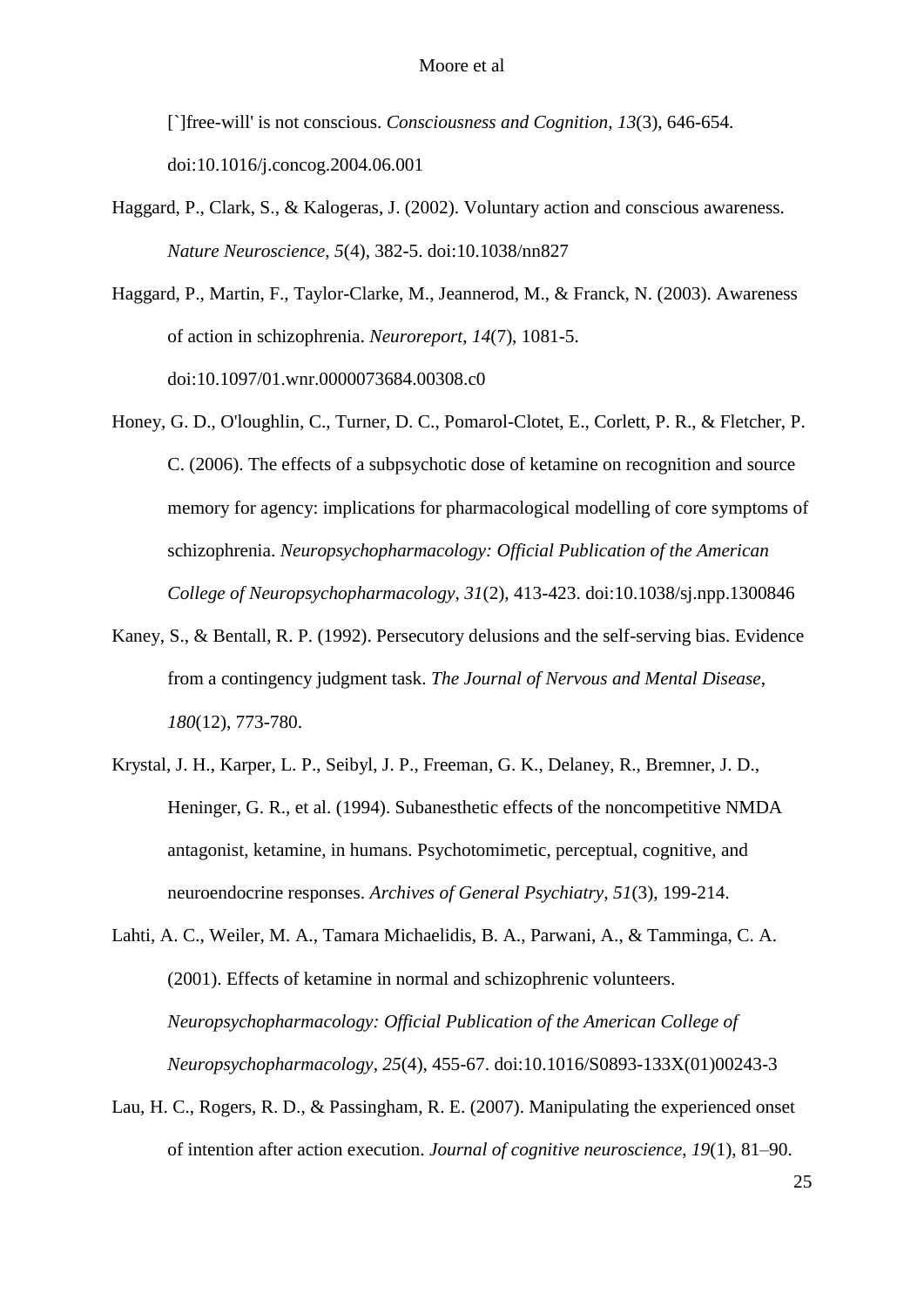[`]free-will' is not conscious. *Consciousness and Cognition*, *13*(3), 646-654. doi:10.1016/j.concog.2004.06.001

Haggard, P., Clark, S., & Kalogeras, J. (2002). Voluntary action and conscious awareness. *Nature Neuroscience*, *5*(4), 382-5. doi:10.1038/nn827

Haggard, P., Martin, F., Taylor-Clarke, M., Jeannerod, M., & Franck, N. (2003). Awareness of action in schizophrenia. *Neuroreport*, *14*(7), 1081-5. doi:10.1097/01.wnr.0000073684.00308.c0

Honey, G. D., O'loughlin, C., Turner, D. C., Pomarol-Clotet, E., Corlett, P. R., & Fletcher, P. C. (2006). The effects of a subpsychotic dose of ketamine on recognition and source memory for agency: implications for pharmacological modelling of core symptoms of schizophrenia. *Neuropsychopharmacology: Official Publication of the American College of Neuropsychopharmacology*, *31*(2), 413-423. doi:10.1038/sj.npp.1300846

Kaney, S., & Bentall, R. P. (1992). Persecutory delusions and the self-serving bias. Evidence from a contingency judgment task. *The Journal of Nervous and Mental Disease*, *180*(12), 773-780.

Krystal, J. H., Karper, L. P., Seibyl, J. P., Freeman, G. K., Delaney, R., Bremner, J. D., Heninger, G. R., et al. (1994). Subanesthetic effects of the noncompetitive NMDA antagonist, ketamine, in humans. Psychotomimetic, perceptual, cognitive, and neuroendocrine responses. *Archives of General Psychiatry*, *51*(3), 199-214.

Lahti, A. C., Weiler, M. A., Tamara Michaelidis, B. A., Parwani, A., & Tamminga, C. A. (2001). Effects of ketamine in normal and schizophrenic volunteers. *Neuropsychopharmacology: Official Publication of the American College of Neuropsychopharmacology*, *25*(4), 455-67. doi:10.1016/S0893-133X(01)00243-3

Lau, H. C., Rogers, R. D., & Passingham, R. E. (2007). Manipulating the experienced onset of intention after action execution. *Journal of cognitive neuroscience*, *19*(1), 81–90.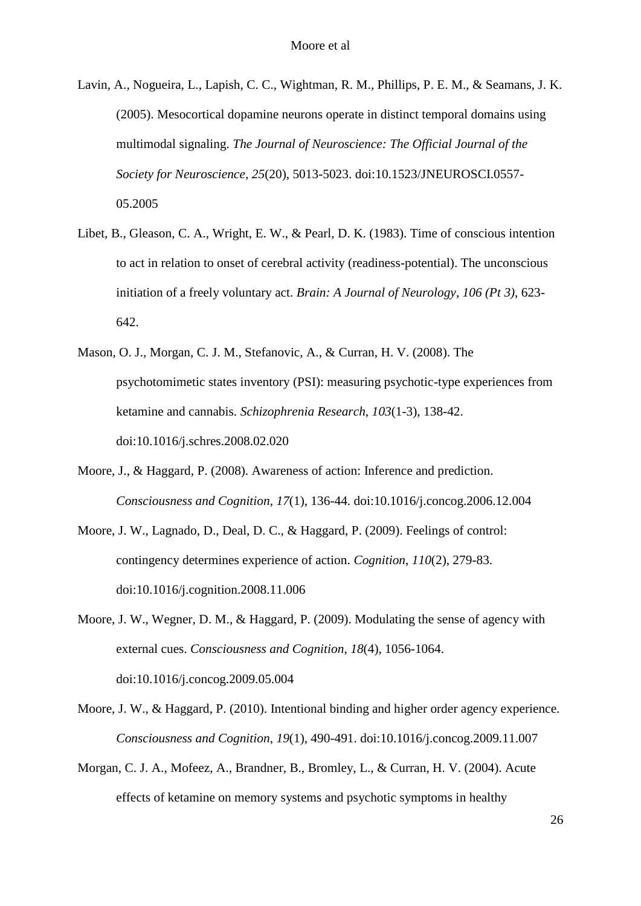Lavin, A., Nogueira, L., Lapish, C. C., Wightman, R. M., Phillips, P. E. M., & Seamans, J. K. (2005). Mesocortical dopamine neurons operate in distinct temporal domains using multimodal signaling. *The Journal of Neuroscience: The Official Journal of the Society for Neuroscience*, *25*(20), 5013-5023. doi:10.1523/JNEUROSCI.0557-05.2005

Libet, B., Gleason, C. A., Wright, E. W., & Pearl, D. K. (1983). Time of conscious intention to act in relation to onset of cerebral activity (readiness-potential). The unconscious initiation of a freely voluntary act. *Brain: A Journal of Neurology*, *106 (Pt 3)*, 623-642.

Mason, O. J., Morgan, C. J. M., Stefanovic, A., & Curran, H. V. (2008). The psychotomimetic states inventory (PSI): measuring psychotic-type experiences from ketamine and cannabis. *Schizophrenia Research*, *103*(1-3), 138-42. doi:10.1016/j.schres.2008.02.020

Moore, J., & Haggard, P. (2008). Awareness of action: Inference and prediction. *Consciousness and Cognition*, *17*(1), 136-44. doi:10.1016/j.concog.2006.12.004

Moore, J. W., Lagnado, D., Deal, D. C., & Haggard, P. (2009). Feelings of control: contingency determines experience of action. *Cognition*, *110*(2), 279-83. doi:10.1016/j.cognition.2008.11.006

Moore, J. W., Wegner, D. M., & Haggard, P. (2009). Modulating the sense of agency with external cues. *Consciousness and Cognition*, *18*(4), 1056-1064. doi:10.1016/j.concog.2009.05.004

Moore, J. W., & Haggard, P. (2010). Intentional binding and higher order agency experience. *Consciousness and Cognition*, *19*(1), 490-491. doi:10.1016/j.concog.2009.11.007

Morgan, C. J. A., Mofeez, A., Brandner, B., Bromley, L., & Curran, H. V. (2004). Acute effects of ketamine on memory systems and psychotic symptoms in healthy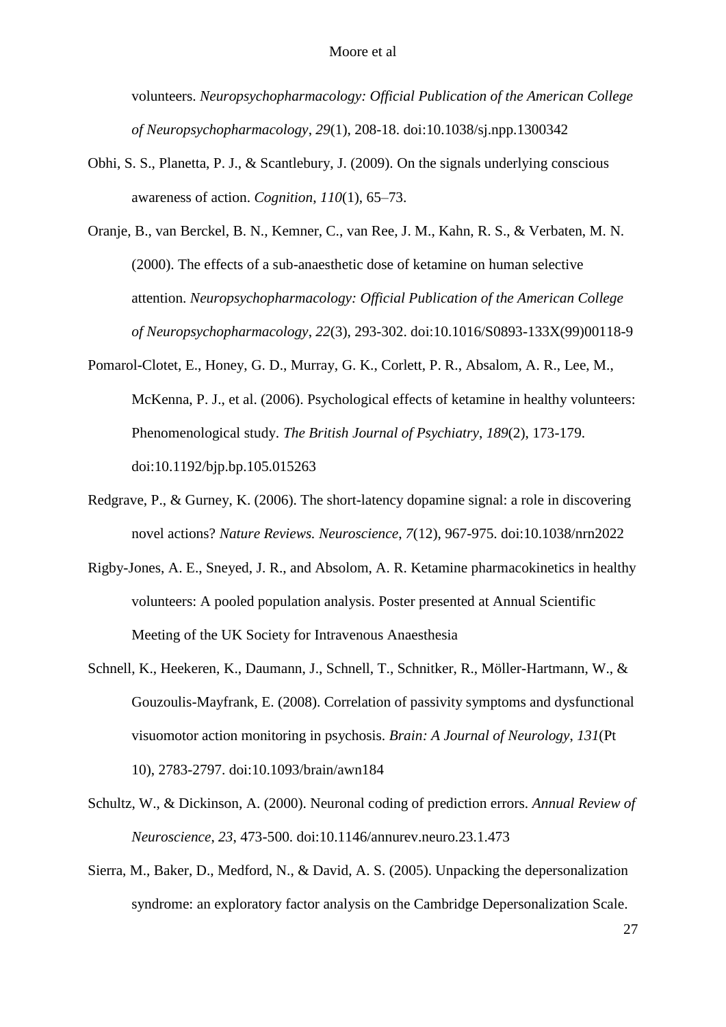volunteers. *Neuropsychopharmacology: Official Publication of the American College of Neuropsychopharmacology*, *29*(1), 208-18. doi:10.1038/sj.npp.1300342

Obhi, S. S., Planetta, P. J., & Scantlebury, J. (2009). On the signals underlying conscious awareness of action. *Cognition*, *110*(1), 65–73.

Oranje, B., van Berckel, B. N., Kemner, C., van Ree, J. M., Kahn, R. S., & Verbaten, M. N. (2000). The effects of a sub-anaesthetic dose of ketamine on human selective attention. *Neuropsychopharmacology: Official Publication of the American College of Neuropsychopharmacology*, *22*(3), 293-302. doi:10.1016/S0893-133X(99)00118-9

Pomarol-Clotet, E., Honey, G. D., Murray, G. K., Corlett, P. R., Absalom, A. R., Lee, M., McKenna, P. J., et al. (2006). Psychological effects of ketamine in healthy volunteers: Phenomenological study. *The British Journal of Psychiatry*, *189*(2), 173-179. doi:10.1192/bjp.bp.105.015263

Redgrave, P., & Gurney, K. (2006). The short-latency dopamine signal: a role in discovering novel actions? *Nature Reviews. Neuroscience*, *7*(12), 967-975. doi:10.1038/nrn2022

Rigby-Jones, A. E., Sneyed, J. R., and Absolom, A. R. Ketamine pharmacokinetics in healthy volunteers: A pooled population analysis. Poster presented at Annual Scientific Meeting of the UK Society for Intravenous Anaesthesia

Schnell, K., Heekeren, K., Daumann, J., Schnell, T., Schnitker, R., Möller-Hartmann, W., & Gouzoulis-Mayfrank, E. (2008). Correlation of passivity symptoms and dysfunctional visuomotor action monitoring in psychosis. *Brain: A Journal of Neurology*, *131*(Pt 10), 2783-2797. doi:10.1093/brain/awn184

Schultz, W., & Dickinson, A. (2000). Neuronal coding of prediction errors. *Annual Review of Neuroscience*, *23*, 473-500. doi:10.1146/annurev.neuro.23.1.473

Sierra, M., Baker, D., Medford, N., & David, A. S. (2005). Unpacking the depersonalization syndrome: an exploratory factor analysis on the Cambridge Depersonalization Scale.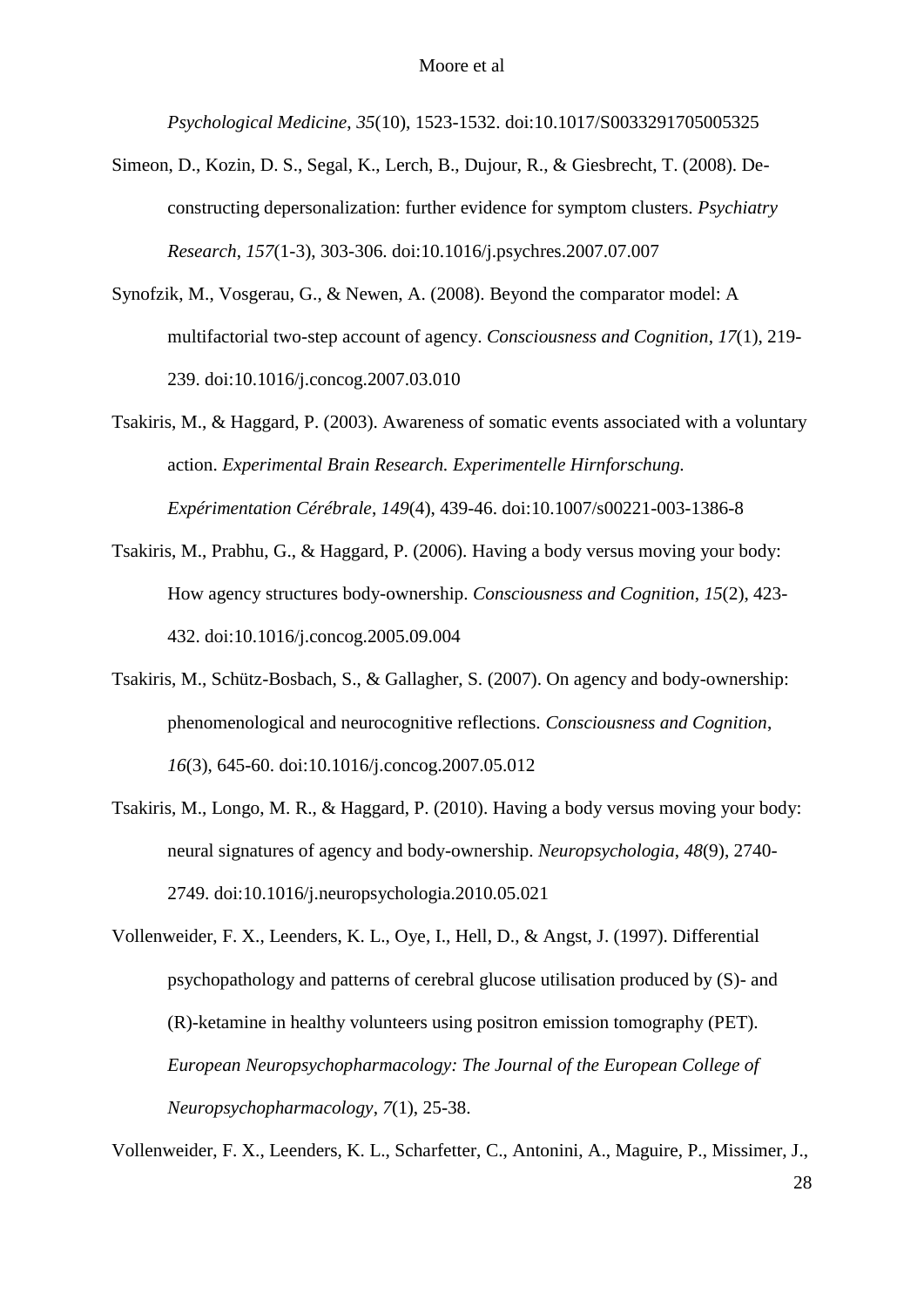*Psychological Medicine*, *35*(10), 1523-1532. doi:10.1017/S0033291705005325

Simeon, D., Kozin, D. S., Segal, K., Lerch, B., Dujour, R., & Giesbrecht, T. (2008). De-constructing depersonalization: further evidence for symptom clusters. *Psychiatry Research*, *157*(1-3), 303-306. doi:10.1016/j.psychres.2007.07.007

Synofzik, M., Vosgerau, G., & Newen, A. (2008). Beyond the comparator model: A multifactorial two-step account of agency. *Consciousness and Cognition*, *17*(1), 219-239. doi:10.1016/j.concog.2007.03.010

Tsakiris, M., & Haggard, P. (2003). Awareness of somatic events associated with a voluntary action. *Experimental Brain Research. Experimentelle Hirnforschung. Expérimentation Cérébrale*, *149*(4), 439-46. doi:10.1007/s00221-003-1386-8

Tsakiris, M., Prabhu, G., & Haggard, P. (2006). Having a body versus moving your body: How agency structures body-ownership. *Consciousness and Cognition*, *15*(2), 423-432. doi:10.1016/j.concog.2005.09.004

Tsakiris, M., Schütz-Bosbach, S., & Gallagher, S. (2007). On agency and body-ownership: phenomenological and neurocognitive reflections. *Consciousness and Cognition*, *16*(3), 645-60. doi:10.1016/j.concog.2007.05.012

Tsakiris, M., Longo, M. R., & Haggard, P. (2010). Having a body versus moving your body: neural signatures of agency and body-ownership. *Neuropsychologia*, *48*(9), 2740-2749. doi:10.1016/j.neuropsychologia.2010.05.021

Vollenweider, F. X., Leenders, K. L., Oye, I., Hell, D., & Angst, J. (1997). Differential psychopathology and patterns of cerebral glucose utilisation produced by (S)- and (R)-ketamine in healthy volunteers using positron emission tomography (PET). *European Neuropsychopharmacology: The Journal of the European College of Neuropsychopharmacology*, *7*(1), 25-38.

Vollenweider, F. X., Leenders, K. L., Scharfetter, C., Antonini, A., Maguire, P., Missimer, J.,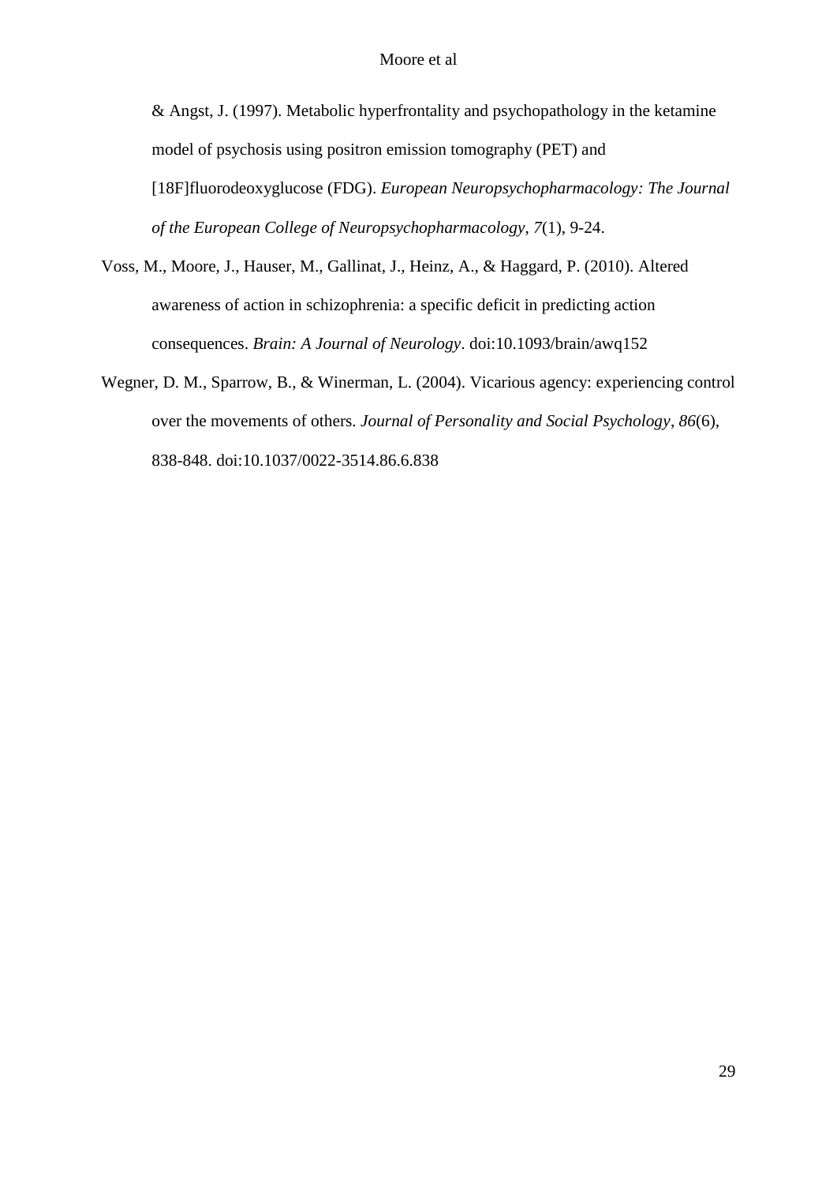& Angst, J. (1997). Metabolic hyperfrontality and psychopathology in the ketamine model of psychosis using positron emission tomography (PET) and [18F]fluorodeoxyglucose (FDG). *European Neuropsychopharmacology: The Journal of the European College of Neuropsychopharmacology*, *7*(1), 9-24.

Voss, M., Moore, J., Hauser, M., Gallinat, J., Heinz, A., & Haggard, P. (2010). Altered awareness of action in schizophrenia: a specific deficit in predicting action consequences. *Brain: A Journal of Neurology*. doi:10.1093/brain/awq152

Wegner, D. M., Sparrow, B., & Winerman, L. (2004). Vicarious agency: experiencing control over the movements of others. *Journal of Personality and Social Psychology*, *86*(6), 838-848. doi:10.1037/0022-3514.86.6.838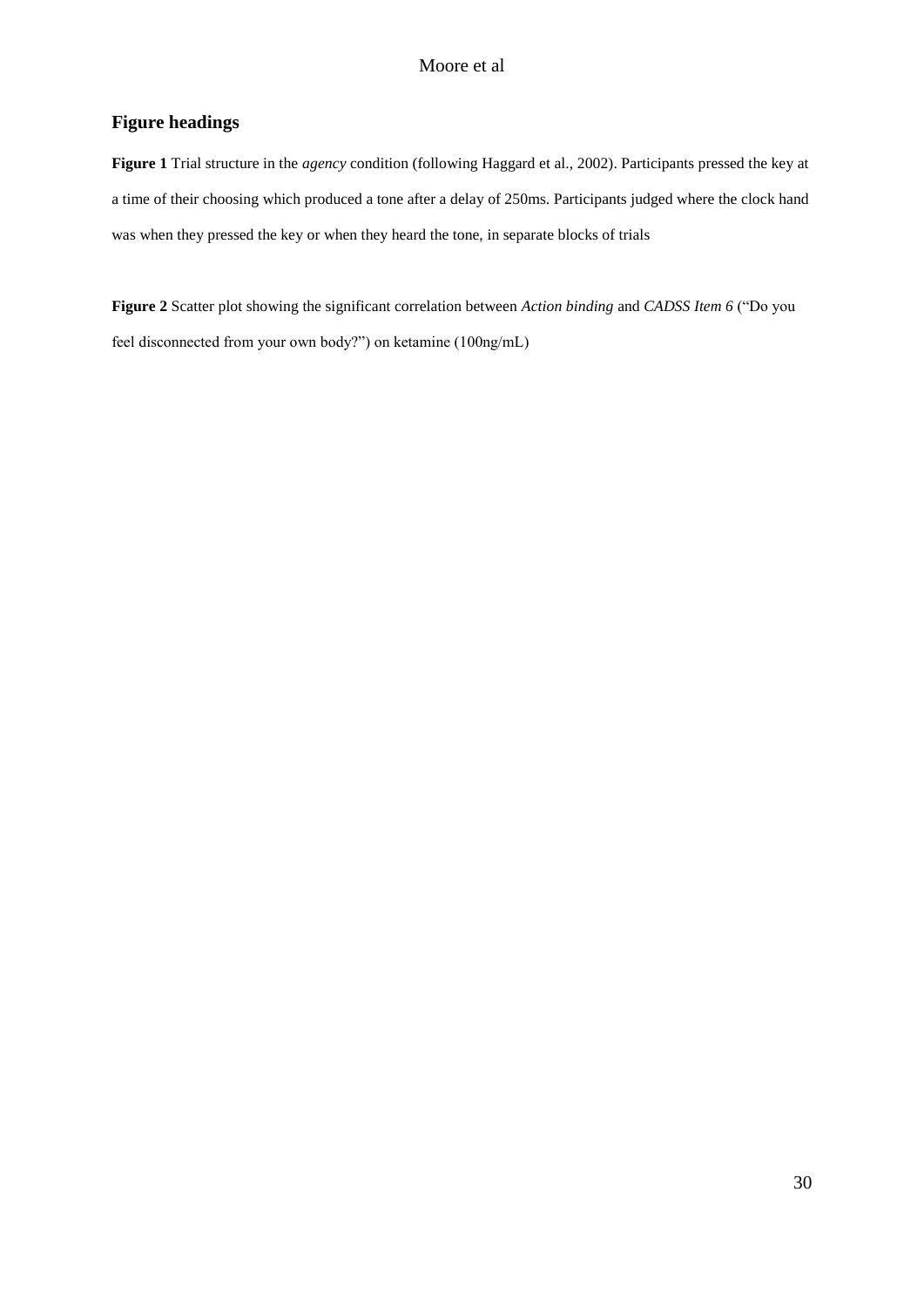## Figure headings

**Figure 1** Trial structure in the *agency* condition (following Haggard et al., 2002). Participants pressed the key at a time of their choosing which produced a tone after a delay of 250ms. Participants judged where the clock hand was when they pressed the key or when they heard the tone, in separate blocks of trials

**Figure 2** Scatter plot showing the significant correlation between *Action binding* and *CADSS Item 6* ("Do you feel disconnected from your own body?") on ketamine (100ng/mL)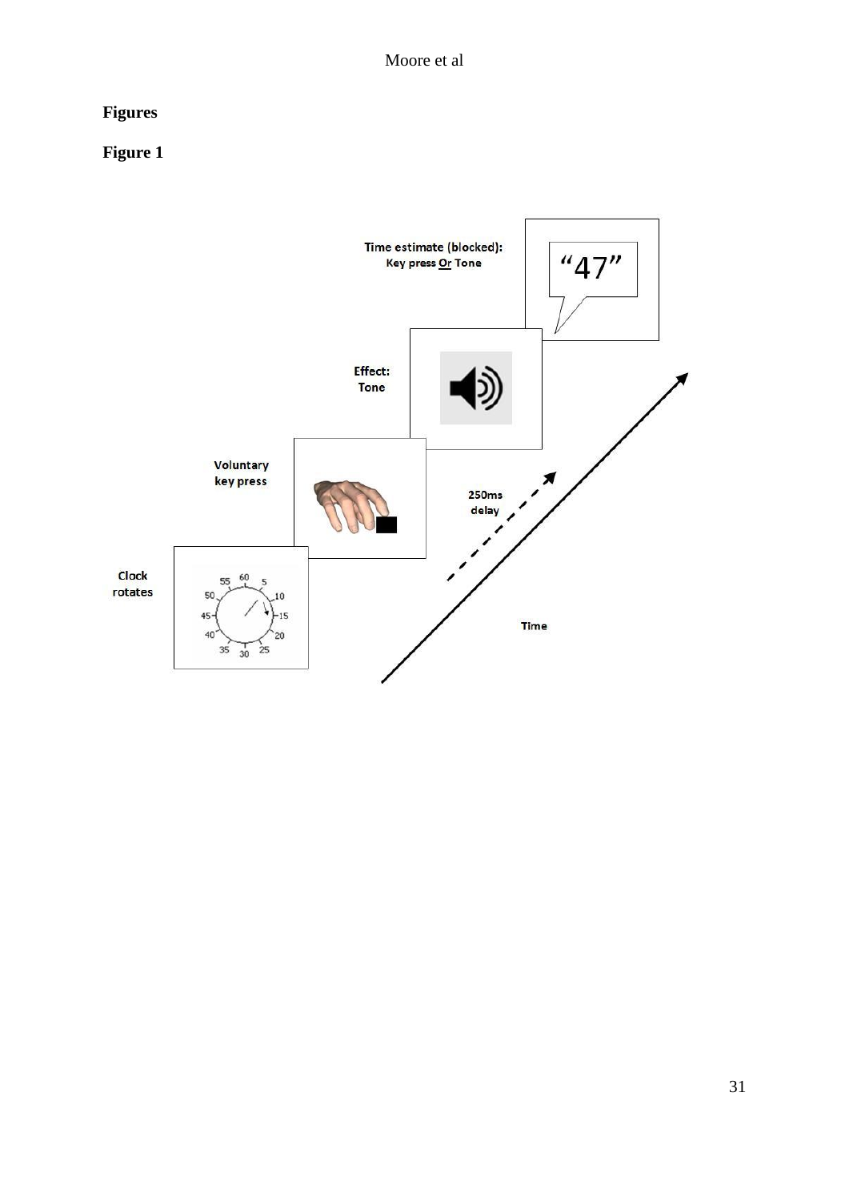# Figures

## Figure 1

Time estimate (blocked):
Key press Or Tone

"47"

Effect:
Tone

Voluntary
key press

250ms
delay

Clock
rotates

Time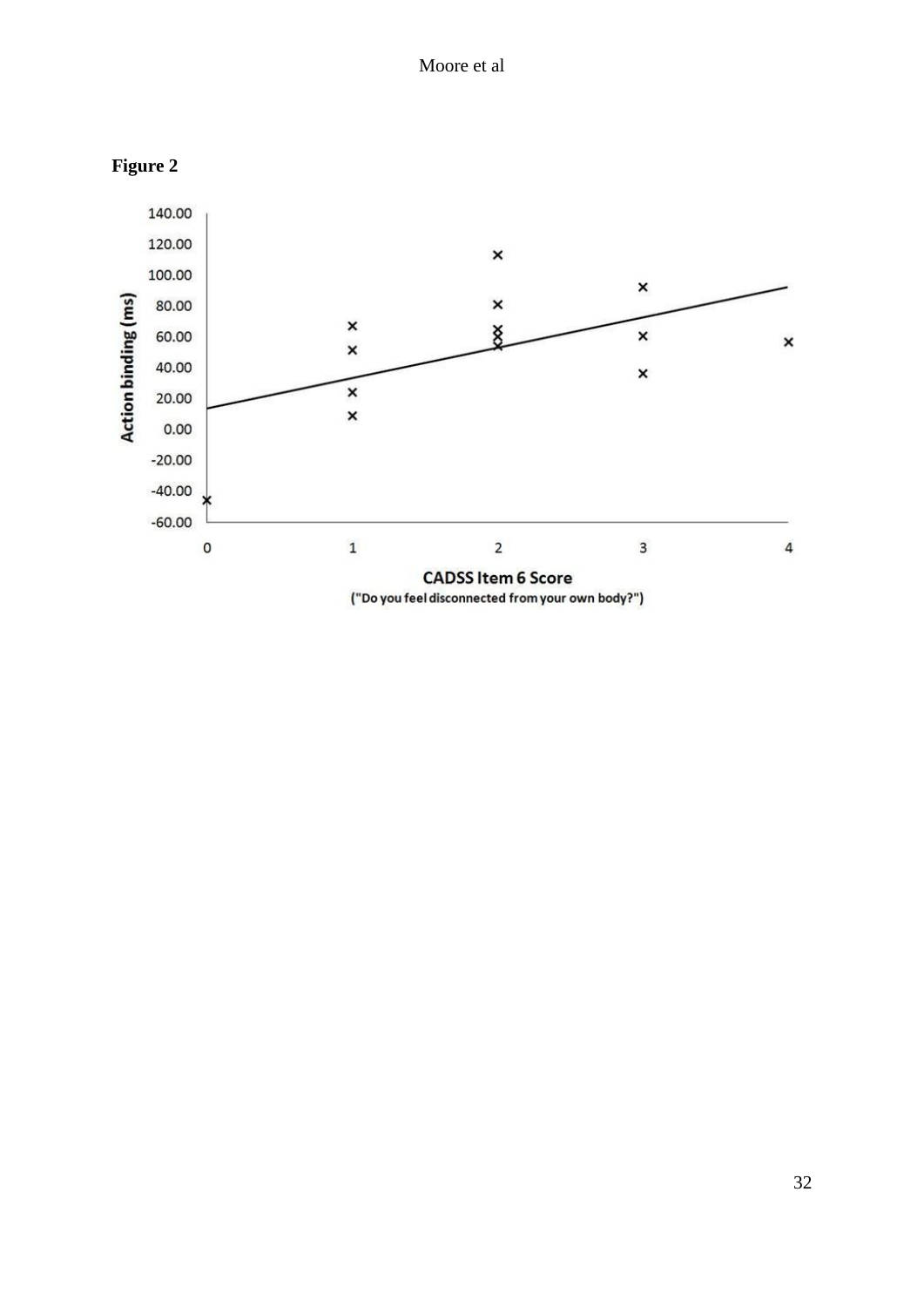**Figure 2**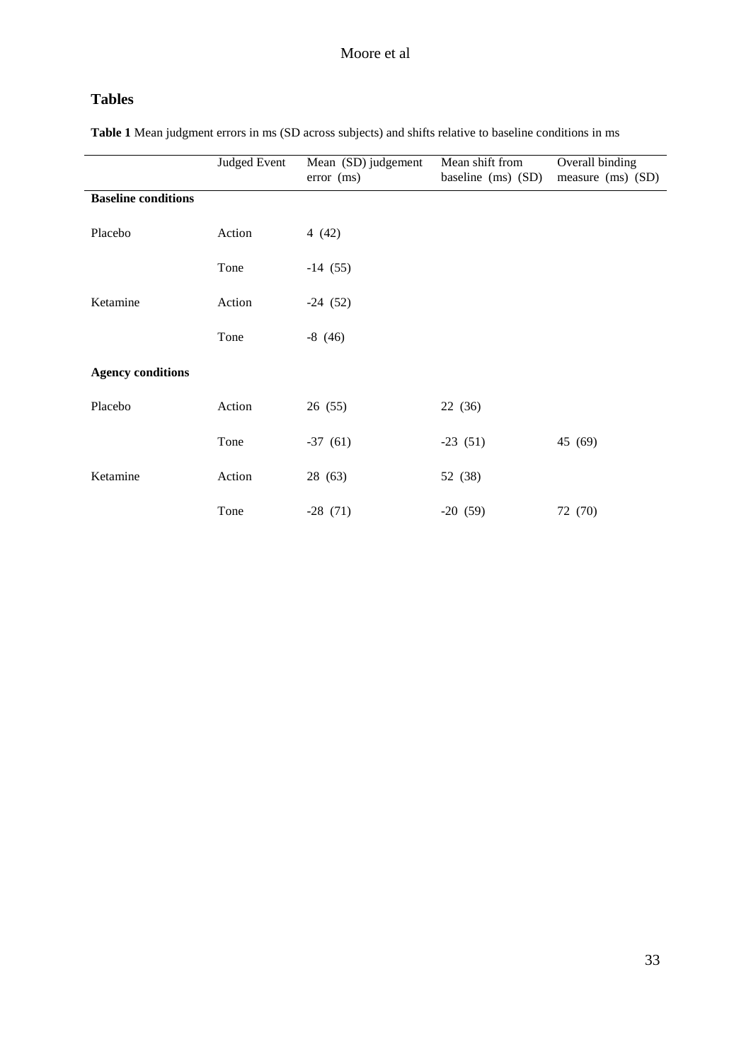## Tables

**Table 1** Mean judgment errors in ms (SD across subjects) and shifts relative to baseline conditions in ms

| | Judged Event | Mean (SD) judgement error (ms) | Mean shift from baseline (ms) (SD) | Overall binding measure (ms) (SD) |
|---|---|---|---|---|
| **Baseline conditions** | | | | |
| Placebo | Action | 4 (42) | | |
| | Tone | -14 (55) | | |
| Ketamine | Action | -24 (52) | | |
| | Tone | -8 (46) | | |
| **Agency conditions** | | | | |
| Placebo | Action | 26 (55) | 22 (36) | |
| | Tone | -37 (61) | -23 (51) | 45 (69) |
| Ketamine | Action | 28 (63) | 52 (38) | |
| | Tone | -28 (71) | -20 (59) | 72 (70) |